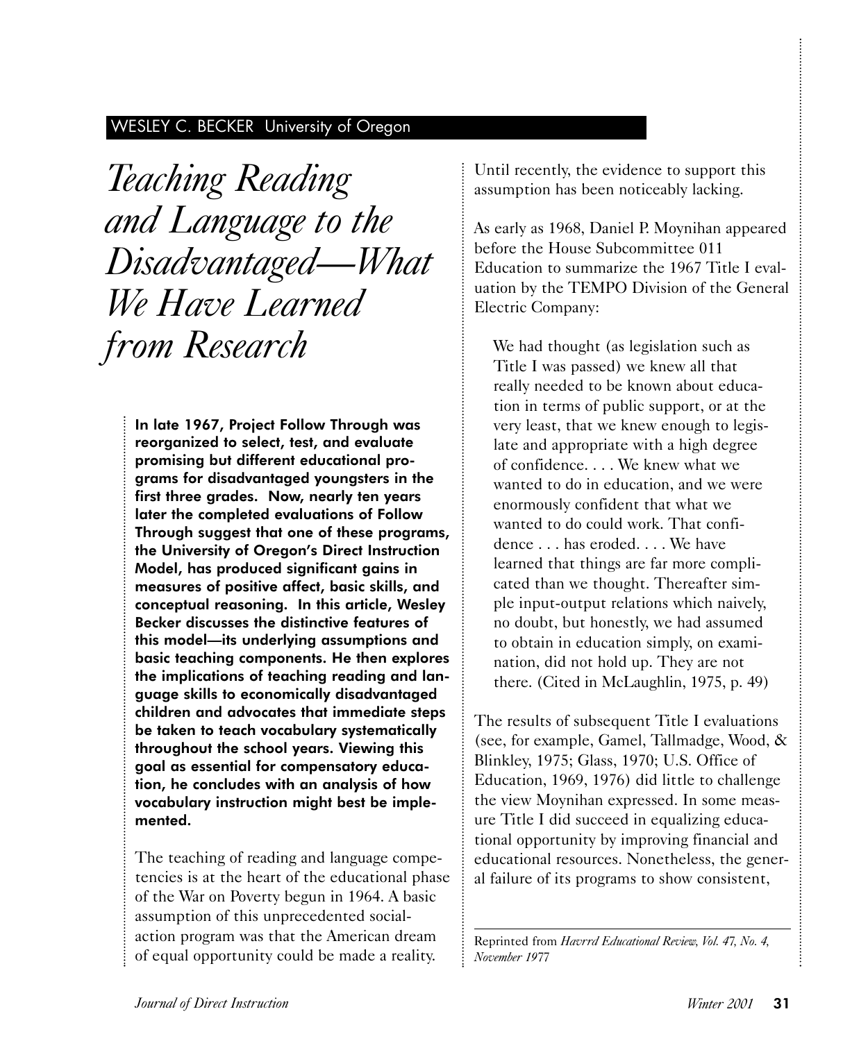WESLEY C. BECKER University of Oregon

# *Teaching Reading and Language to the Disadvantaged—What We Have Learned from Research*

**In late 1967, Project Follow Through was reorganized to select, test, and evaluate promising but different educational programs for disadvantaged youngsters in the first three grades. Now, nearly ten years later the completed evaluations of Follow Through suggest that one of these programs, the University of Oregon's Direct Instruction Model, has produced significant gains in measures of positive affect, basic skills, and conceptual reasoning. In this article, Wesley Becker discusses the distinctive features of this model—its underlying assumptions and basic teaching components. He then explores the implications of teaching reading and language skills to economically disadvantaged children and advocates that immediate steps be taken to teach vocabulary systematically throughout the school years. Viewing this goal as essential for compensatory education, he concludes with an analysis of how vocabulary instruction might best be implemented.**

The teaching of reading and language competencies is at the heart of the educational phase of the War on Poverty begun in 1964. A basic assumption of this unprecedented social-action program was that the American dream of equal opportunity could be made a reality. Until recently, the evidence to support this assumption has been noticeably lacking.

As early as 1968, Daniel P. Moynihan appeared before the House Subcommittee 011 Education to summarize the 1967 Title I evaluation by the TEMPO Division of the General Electric Company:

> We had thought (as legislation such as Title I was passed) we knew all that really needed to be known about education in terms of public support, or at the very least, that we knew enough to legislate and appropriate with a high degree of confidence. . . . We knew what we wanted to do in education, and we were enormously confident that what we wanted to do could work. That confidence . . . has eroded. . . . We have learned that things are far more complicated than we thought. Thereafter simple input-output relations which naively, no doubt, but honestly, we had assumed to obtain in education simply, on examination, did not hold up. They are not there. (Cited in McLaughlin, 1975, p. 49)

The results of subsequent Title I evaluations (see, for example, Gamel, Tallmadge, Wood, & Blinkley, 1975; Glass, 1970; U.S. Office of Education, 1969, 1976) did little to challenge the view Moynihan expressed. In some measure Title I did succeed in equalizing educational opportunity by improving financial and educational resources. Nonetheless, the general failure of its programs to show consistent,

Reprinted from *Havrrd Educational Review, Vol. 47, No. 4, November 1977*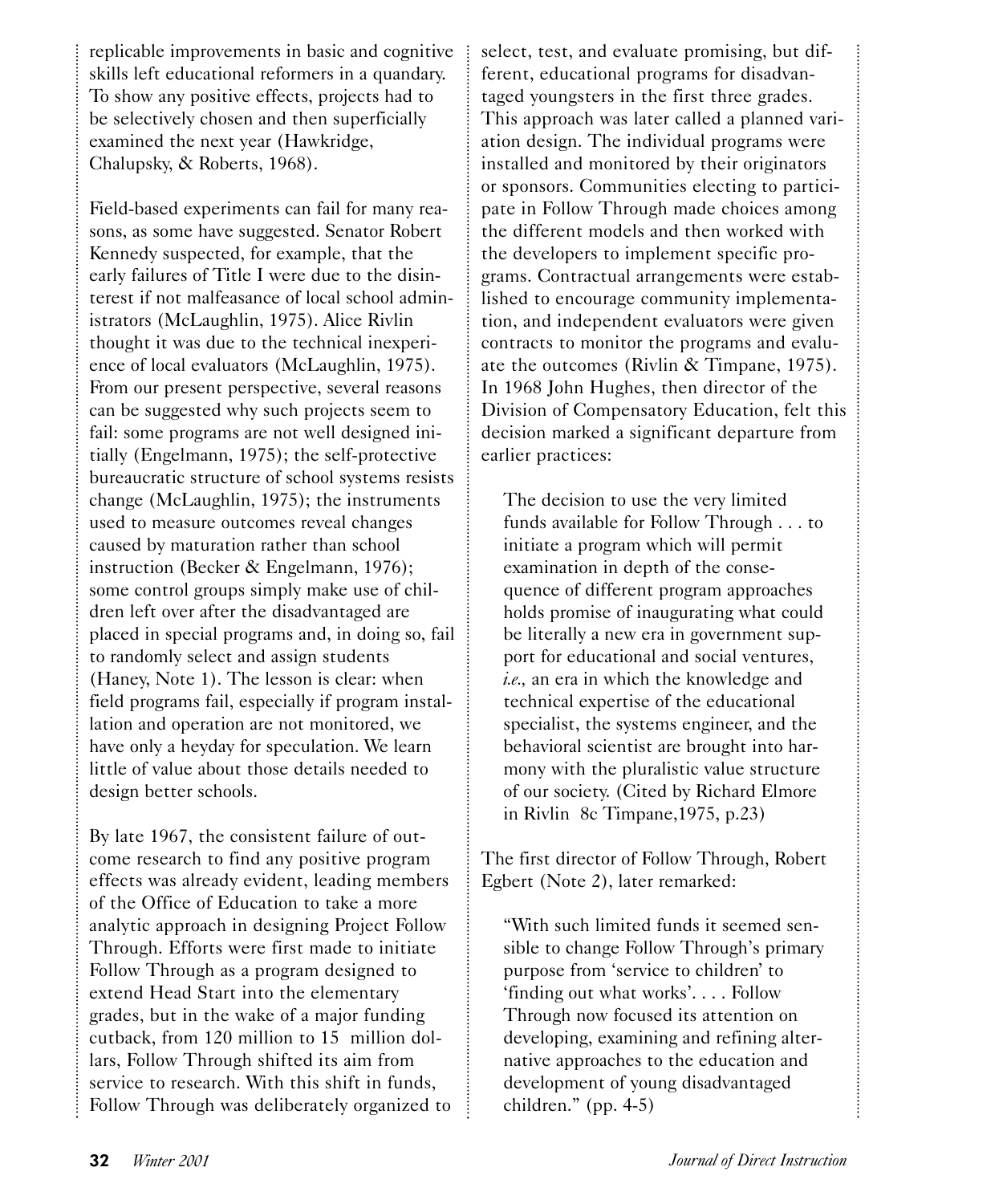replicable improvements in basic and cognitive skills left educational reformers in a quandary. To show any positive effects, projects had to be selectively chosen and then superficially examined the next year (Hawkridge, Chalupsky, & Roberts, 1968).

Field-based experiments can fail for many reasons, as some have suggested. Senator Robert Kennedy suspected, for example, that the early failures of Title I were due to the disinterest if not malfeasance of local school administrators (McLaughlin, 1975). Alice Rivlin thought it was due to the technical inexperience of local evaluators (McLaughlin, 1975). From our present perspective, several reasons can be suggested why such projects seem to fail: some programs are not well designed initially (Engelmann, 1975); the self-protective bureaucratic structure of school systems resists change (McLaughlin, 1975); the instruments used to measure outcomes reveal changes caused by maturation rather than school instruction (Becker & Engelmann, 1976); some control groups simply make use of children left over after the disadvantaged are placed in special programs and, in doing so, fail to randomly select and assign students (Haney, Note 1). The lesson is clear: when field programs fail, especially if program installation and operation are not monitored, we have only a heyday for speculation. We learn little of value about those details needed to design better schools.

By late 1967, the consistent failure of outcome research to find any positive program effects was already evident, leading members of the Office of Education to take a more analytic approach in designing Project Follow Through. Efforts were first made to initiate Follow Through as a program designed to extend Head Start into the elementary grades, but in the wake of a major funding cutback, from 120 million to 15 million dollars, Follow Through shifted its aim from service to research. With this shift in funds, Follow Through was deliberately organized to select, test, and evaluate promising, but different, educational programs for disadvantaged youngsters in the first three grades. This approach was later called a planned variation design. The individual programs were installed and monitored by their originators or sponsors. Communities electing to participate in Follow Through made choices among the different models and then worked with the developers to implement specific programs. Contractual arrangements were established to encourage community implementation, and independent evaluators were given contracts to monitor the programs and evaluate the outcomes (Rivlin & Timpane, 1975). In 1968 John Hughes, then director of the Division of Compensatory Education, felt this decision marked a significant departure from earlier practices:

> The decision to use the very limited funds available for Follow Through . . . to initiate a program which will permit examination in depth of the consequence of different program approaches holds promise of inaugurating what could be literally a new era in government support for educational and social ventures, *i.e.*, an era in which the knowledge and technical expertise of the educational specialist, the systems engineer, and the behavioral scientist are brought into harmony with the pluralistic value structure of our society. (Cited by Richard Elmore in Rivlin 8c Timpane,1975, p.23)

The first director of Follow Through, Robert Egbert (Note 2), later remarked:

> "With such limited funds it seemed sensible to change Follow Through's primary purpose from 'service to children' to 'finding out what works'. . . . Follow Through now focused its attention on developing, examining and refining alternative approaches to the education and development of young disadvantaged children." (pp. 4-5)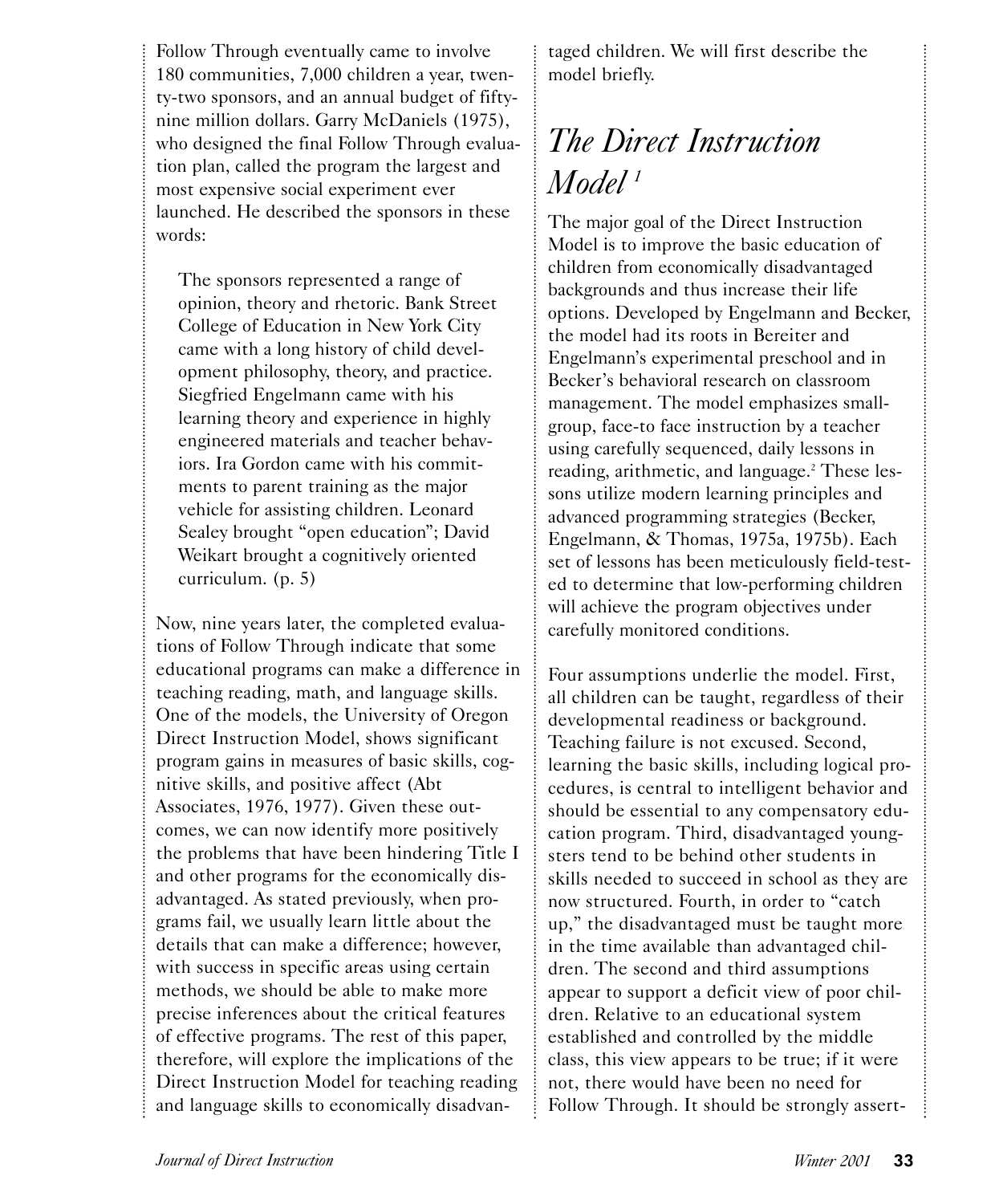Follow Through eventually came to involve 180 communities, 7,000 children a year, twenty-two sponsors, and an annual budget of fifty-nine million dollars. Garry McDaniels (1975), who designed the final Follow Through evaluation plan, called the program the largest and most expensive social experiment ever launched. He described the sponsors in these words:

> The sponsors represented a range of opinion, theory and rhetoric. Bank Street College of Education in New York City came with a long history of child development philosophy, theory, and practice. Siegfried Engelmann came with his learning theory and experience in highly engineered materials and teacher behaviors. Ira Gordon came with his commitments to parent training as the major vehicle for assisting children. Leonard Sealey brought "open education"; David Weikart brought a cognitively oriented curriculum. (p. 5)

Now, nine years later, the completed evaluations of Follow Through indicate that some educational programs can make a difference in teaching reading, math, and language skills. One of the models, the University of Oregon Direct Instruction Model, shows significant program gains in measures of basic skills, cognitive skills, and positive affect (Abt Associates, 1976, 1977). Given these outcomes, we can now identify more positively the problems that have been hindering Title I and other programs for the economically disadvantaged. As stated previously, when programs fail, we usually learn little about the details that can make a difference; however, with success in specific areas using certain methods, we should be able to make more precise inferences about the critical features of effective programs. The rest of this paper, therefore, will explore the implications of the Direct Instruction Model for teaching reading and language skills to economically disadvantaged children. We will first describe the model briefly.

## *The Direct Instruction Model* [1]

The major goal of the Direct Instruction Model is to improve the basic education of children from economically disadvantaged backgrounds and thus increase their life options. Developed by Engelmann and Becker, the model had its roots in Bereiter and Engelmann's experimental preschool and in Becker's behavioral research on classroom management. The model emphasizes small-group, face-to face instruction by a teacher using carefully sequenced, daily lessons in reading, arithmetic, and language.[2] These lessons utilize modern learning principles and advanced programming strategies (Becker, Engelmann, & Thomas, 1975a, 1975b). Each set of lessons has been meticulously field-tested to determine that low-performing children will achieve the program objectives under carefully monitored conditions.

Four assumptions underlie the model. First, all children can be taught, regardless of their developmental readiness or background. Teaching failure is not excused. Second, learning the basic skills, including logical procedures, is central to intelligent behavior and should be essential to any compensatory education program. Third, disadvantaged youngsters tend to be behind other students in skills needed to succeed in school as they are now structured. Fourth, in order to "catch up," the disadvantaged must be taught more in the time available than advantaged children. The second and third assumptions appear to support a deficit view of poor children. Relative to an educational system established and controlled by the middle class, this view appears to be true; if it were not, there would have been no need for Follow Through. It should be strongly assert-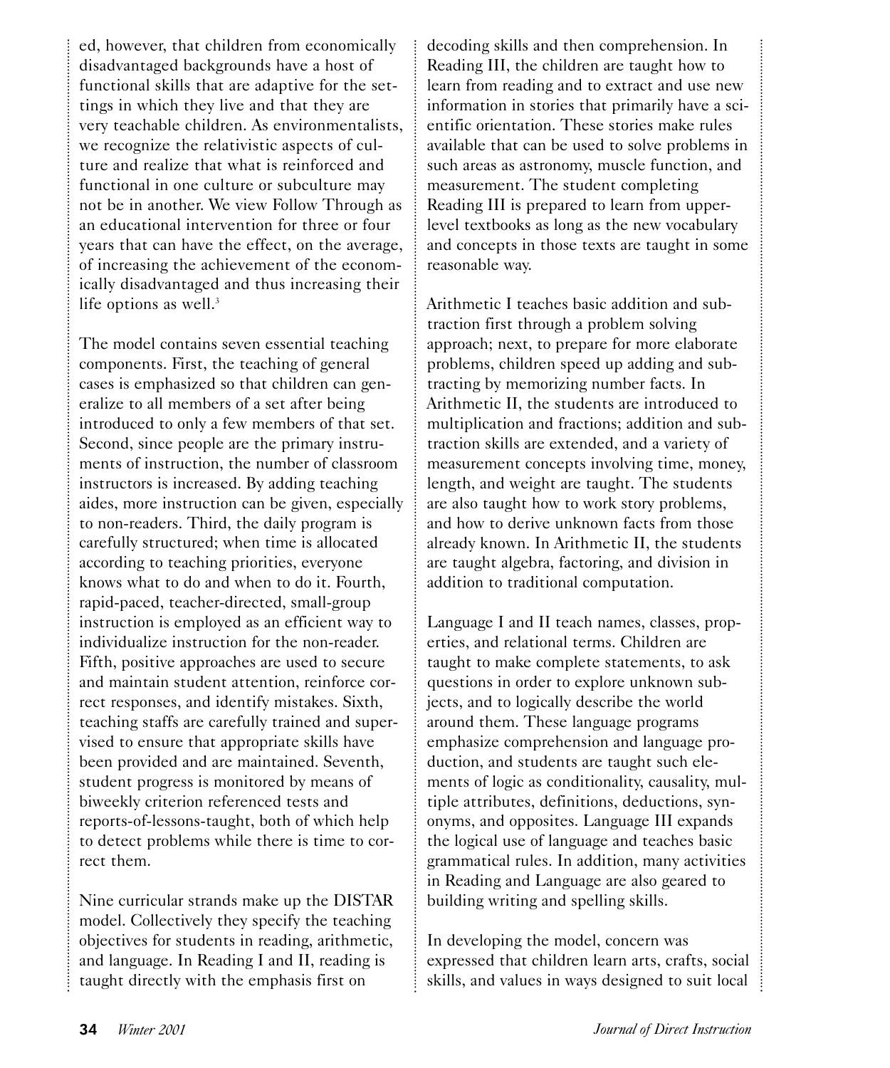ed, however, that children from economically disadvantaged backgrounds have a host of functional skills that are adaptive for the settings in which they live and that they are very teachable children. As environmentalists, we recognize the relativistic aspects of culture and realize that what is reinforced and functional in one culture or subculture may not be in another. We view Follow Through as an educational intervention for three or four years that can have the effect, on the average, of increasing the achievement of the economically disadvantaged and thus increasing their life options as well.[3]

The model contains seven essential teaching components. First, the teaching of general cases is emphasized so that children can generalize to all members of a set after being introduced to only a few members of that set. Second, since people are the primary instruments of instruction, the number of classroom instructors is increased. By adding teaching aides, more instruction can be given, especially to non-readers. Third, the daily program is carefully structured; when time is allocated according to teaching priorities, everyone knows what to do and when to do it. Fourth, rapid-paced, teacher-directed, small-group instruction is employed as an efficient way to individualize instruction for the non-reader. Fifth, positive approaches are used to secure and maintain student attention, reinforce correct responses, and identify mistakes. Sixth, teaching staffs are carefully trained and supervised to ensure that appropriate skills have been provided and are maintained. Seventh, student progress is monitored by means of biweekly criterion referenced tests and reports-of-lessons-taught, both of which help to detect problems while there is time to correct them.

Nine curricular strands make up the DISTAR model. Collectively they specify the teaching objectives for students in reading, arithmetic, and language. In Reading I and II, reading is taught directly with the emphasis first on decoding skills and then comprehension. In Reading III, the children are taught how to learn from reading and to extract and use new information in stories that primarily have a scientific orientation. These stories make rules available that can be used to solve problems in such areas as astronomy, muscle function, and measurement. The student completing Reading III is prepared to learn from upper-level textbooks as long as the new vocabulary and concepts in those texts are taught in some reasonable way.

Arithmetic I teaches basic addition and subtraction first through a problem solving approach; next, to prepare for more elaborate problems, children speed up adding and subtracting by memorizing number facts. In Arithmetic II, the students are introduced to multiplication and fractions; addition and subtraction skills are extended, and a variety of measurement concepts involving time, money, length, and weight are taught. The students are also taught how to work story problems, and how to derive unknown facts from those already known. In Arithmetic II, the students are taught algebra, factoring, and division in addition to traditional computation.

Language I and II teach names, classes, properties, and relational terms. Children are taught to make complete statements, to ask questions in order to explore unknown subjects, and to logically describe the world around them. These language programs emphasize comprehension and language production, and students are taught such elements of logic as conditionality, causality, multiple attributes, definitions, deductions, synonyms, and opposites. Language III expands the logical use of language and teaches basic grammatical rules. In addition, many activities in Reading and Language are also geared to building writing and spelling skills.

In developing the model, concern was expressed that children learn arts, crafts, social skills, and values in ways designed to suit local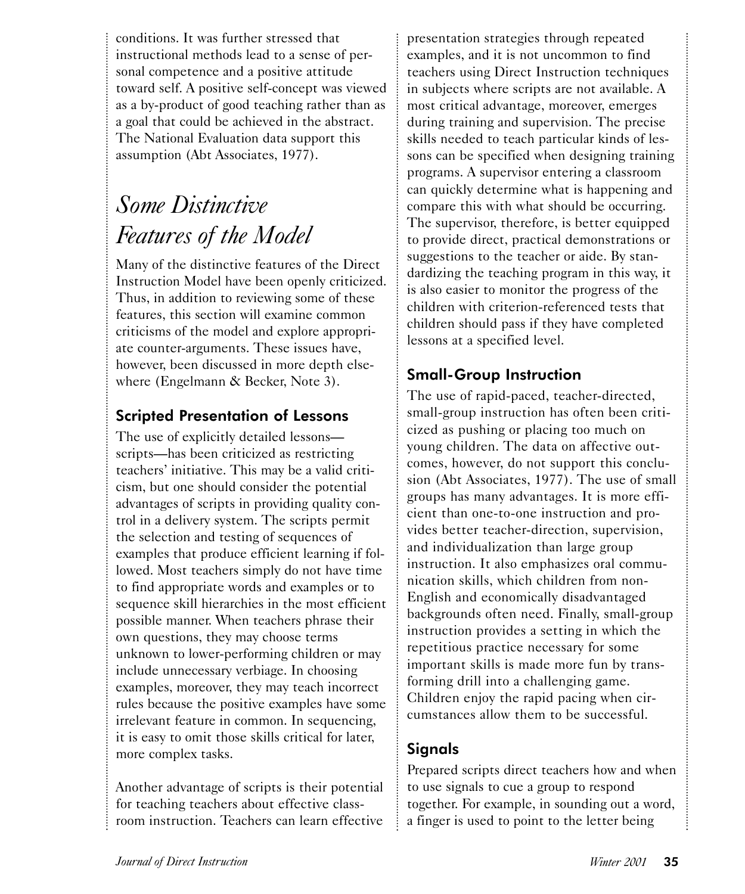conditions. It was further stressed that instructional methods lead to a sense of personal competence and a positive attitude toward self. A positive self-concept was viewed as a by-product of good teaching rather than as a goal that could be achieved in the abstract. The National Evaluation data support this assumption (Abt Associates, 1977).

## *Some Distinctive Features of the Model*

Many of the distinctive features of the Direct Instruction Model have been openly criticized. Thus, in addition to reviewing some of these features, this section will examine common criticisms of the model and explore appropriate counter-arguments. These issues have, however, been discussed in more depth elsewhere (Engelmann & Becker, Note 3).

### Scripted Presentation of Lessons

The use of explicitly detailed lessons—scripts—has been criticized as restricting teachers' initiative. This may be a valid criticism, but one should consider the potential advantages of scripts in providing quality control in a delivery system. The scripts permit the selection and testing of sequences of examples that produce efficient learning if followed. Most teachers simply do not have time to find appropriate words and examples or to sequence skill hierarchies in the most efficient possible manner. When teachers phrase their own questions, they may choose terms unknown to lower-performing children or may include unnecessary verbiage. In choosing examples, moreover, they may teach incorrect rules because the positive examples have some irrelevant feature in common. In sequencing, it is easy to omit those skills critical for later, more complex tasks.

Another advantage of scripts is their potential for teaching teachers about effective classroom instruction. Teachers can learn effective presentation strategies through repeated examples, and it is not uncommon to find teachers using Direct Instruction techniques in subjects where scripts are not available. A most critical advantage, moreover, emerges during training and supervision. The precise skills needed to teach particular kinds of lessons can be specified when designing training programs. A supervisor entering a classroom can quickly determine what is happening and compare this with what should be occurring. The supervisor, therefore, is better equipped to provide direct, practical demonstrations or suggestions to the teacher or aide. By standardizing the teaching program in this way, it is also easier to monitor the progress of the children with criterion-referenced tests that children should pass if they have completed lessons at a specified level.

### Small-Group Instruction

The use of rapid-paced, teacher-directed, small-group instruction has often been criticized as pushing or placing too much on young children. The data on affective outcomes, however, do not support this conclusion (Abt Associates, 1977). The use of small groups has many advantages. It is more efficient than one-to-one instruction and provides better teacher-direction, supervision, and individualization than large group instruction. It also emphasizes oral communication skills, which children from non-English and economically disadvantaged backgrounds often need. Finally, small-group instruction provides a setting in which the repetitious practice necessary for some important skills is made more fun by transforming drill into a challenging game. Children enjoy the rapid pacing when circumstances allow them to be successful.

### Signals

Prepared scripts direct teachers how and when to use signals to cue a group to respond together. For example, in sounding out a word, a finger is used to point to the letter being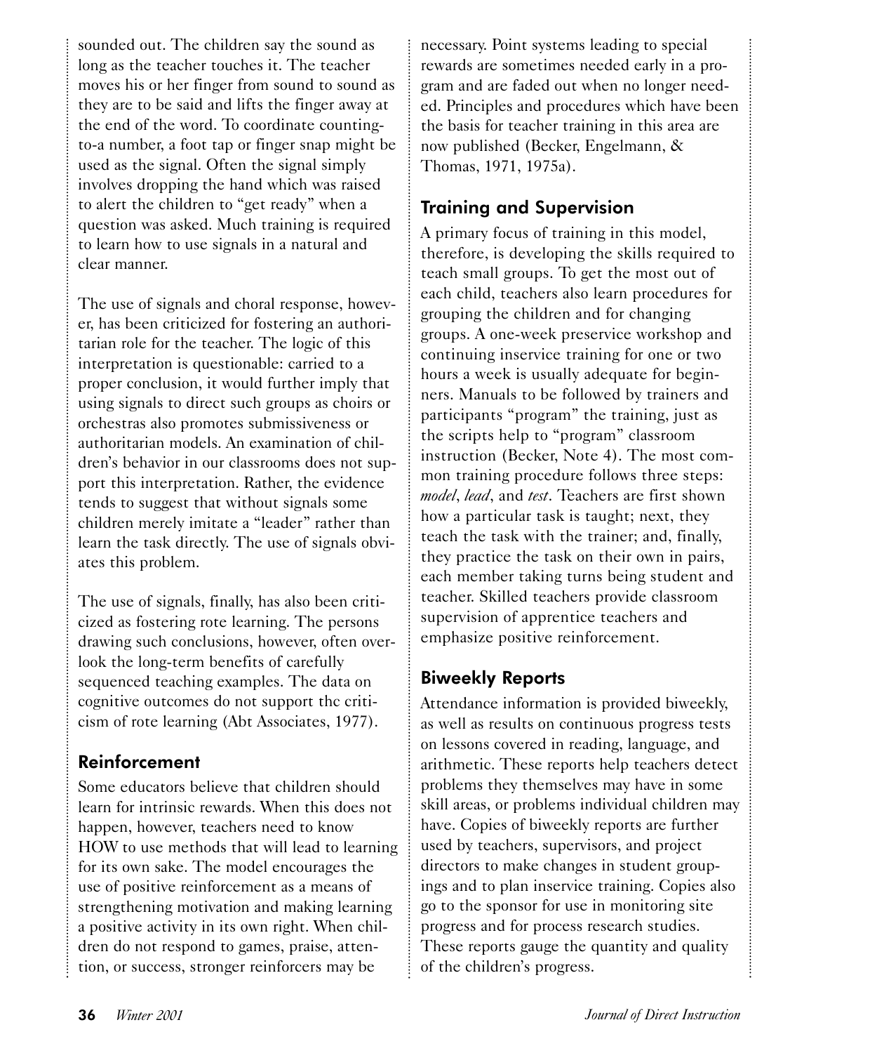sounded out. The children say the sound as long as the teacher touches it. The teacher moves his or her finger from sound to sound as they are to be said and lifts the finger away at the end of the word. To coordinate counting-to-a number, a foot tap or finger snap might be used as the signal. Often the signal simply involves dropping the hand which was raised to alert the children to "get ready" when a question was asked. Much training is required to learn how to use signals in a natural and clear manner.

The use of signals and choral response, however, has been criticized for fostering an authoritarian role for the teacher. The logic of this interpretation is questionable: carried to a proper conclusion, it would further imply that using signals to direct such groups as choirs or orchestras also promotes submissiveness or authoritarian models. An examination of children's behavior in our classrooms does not support this interpretation. Rather, the evidence tends to suggest that without signals some children merely imitate a "leader" rather than learn the task directly. The use of signals obviates this problem.

The use of signals, finally, has also been criticized as fostering rote learning. The persons drawing such conclusions, however, often overlook the long-term benefits of carefully sequenced teaching examples. The data on cognitive outcomes do not support thc criticism of rote learning (Abt Associates, 1977).

## Reinforcement

Some educators believe that children should learn for intrinsic rewards. When this does not happen, however, teachers need to know HOW to use methods that will lead to learning for its own sake. The model encourages the use of positive reinforcement as a means of strengthening motivation and making learning a positive activity in its own right. When children do not respond to games, praise, attention, or success, stronger reinforcers may be necessary. Point systems leading to special rewards are sometimes needed early in a program and are faded out when no longer needed. Principles and procedures which have been the basis for teacher training in this area are now published (Becker, Engelmann, & Thomas, 1971, 1975a).

## Training and Supervision

A primary focus of training in this model, therefore, is developing the skills required to teach small groups. To get the most out of each child, teachers also learn procedures for grouping the children and for changing groups. A one-week preservice workshop and continuing inservice training for one or two hours a week is usually adequate for beginners. Manuals to be followed by trainers and participants "program" the training, just as the scripts help to "program" classroom instruction (Becker, Note 4). The most common training procedure follows three steps: *model*, *lead*, and *test*. Teachers are first shown how a particular task is taught; next, they teach the task with the trainer; and, finally, they practice the task on their own in pairs, each member taking turns being student and teacher. Skilled teachers provide classroom supervision of apprentice teachers and emphasize positive reinforcement.

## Biweekly Reports

Attendance information is provided biweekly, as well as results on continuous progress tests on lessons covered in reading, language, and arithmetic. These reports help teachers detect problems they themselves may have in some skill areas, or problems individual children may have. Copies of biweekly reports are further used by teachers, supervisors, and project directors to make changes in student groupings and to plan inservice training. Copies also go to the sponsor for use in monitoring site progress and for process research studies. These reports gauge the quantity and quality of the children's progress.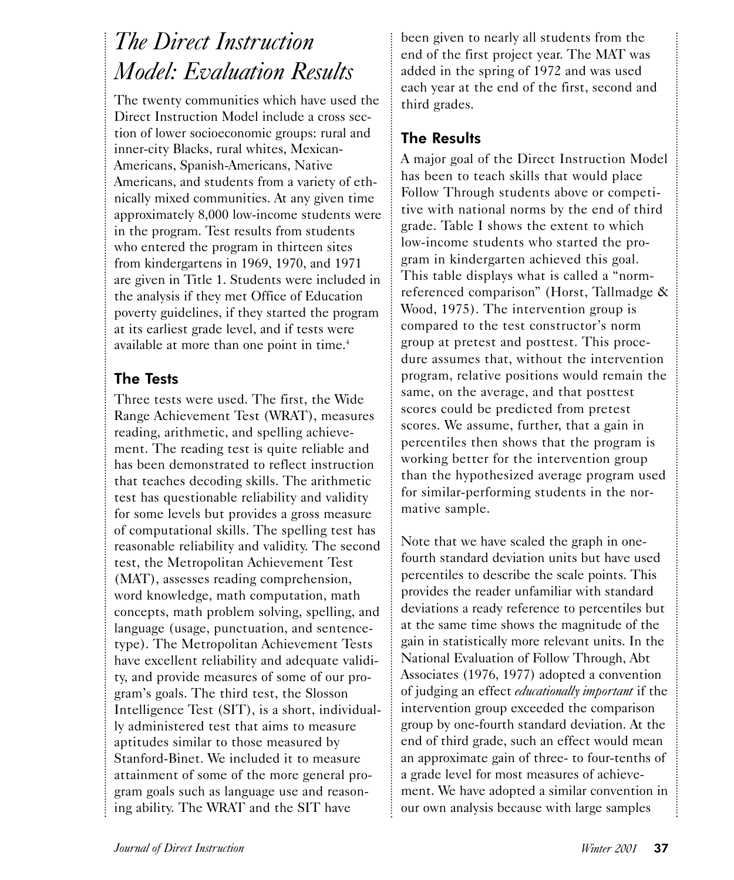# *The Direct Instruction Model: Evaluation Results*

The twenty communities which have used the Direct Instruction Model include a cross section of lower socioeconomic groups: rural and inner-city Blacks, rural whites, Mexican-Americans, Spanish-Americans, Native Americans, and students from a variety of ethnically mixed communities. At any given time approximately 8,000 low-income students were in the program. Test results from students who entered the program in thirteen sites from kindergartens in 1969, 1970, and 1971 are given in Title 1. Students were included in the analysis if they met Office of Education poverty guidelines, if they started the program at its earliest grade level, and if tests were available at more than one point in time.[4]

## The Tests

Three tests were used. The first, the Wide Range Achievement Test (WRAT), measures reading, arithmetic, and spelling achievement. The reading test is quite reliable and has been demonstrated to reflect instruction that teaches decoding skills. The arithmetic test has questionable reliability and validity for some levels but provides a gross measure of computational skills. The spelling test has reasonable reliability and validity. The second test, the Metropolitan Achievement Test (MAT), assesses reading comprehension, word knowledge, math computation, math concepts, math problem solving, spelling, and language (usage, punctuation, and sentence-type). The Metropolitan Achievement Tests have excellent reliability and adequate validity, and provide measures of some of our program's goals. The third test, the Slosson Intelligence Test (SIT), is a short, individually administered test that aims to measure aptitudes similar to those measured by Stanford-Binet. We included it to measure attainment of some of the more general program goals such as language use and reasoning ability. The WRAT and the SIT have been given to nearly all students from the end of the first project year. The MAT was added in the spring of 1972 and was used each year at the end of the first, second and third grades.

## The Results

A major goal of the Direct Instruction Model has been to teach skills that would place Follow Through students above or competitive with national norms by the end of third grade. Table I shows the extent to which low-income students who started the program in kindergarten achieved this goal. This table displays what is called a "norm-referenced comparison" (Horst, Tallmadge & Wood, 1975). The intervention group is compared to the test constructor's norm group at pretest and posttest. This procedure assumes that, without the intervention program, relative positions would remain the same, on the average, and that posttest scores could be predicted from pretest scores. We assume, further, that a gain in percentiles then shows that the program is working better for the intervention group than the hypothesized average program used for similar-performing students in the normative sample.

Note that we have scaled the graph in one-fourth standard deviation units but have used percentiles to describe the scale points. This provides the reader unfamiliar with standard deviations a ready reference to percentiles but at the same time shows the magnitude of the gain in statistically more relevant units. In the National Evaluation of Follow Through, Abt Associates (1976, 1977) adopted a convention of judging an effect *educationally important* if the intervention group exceeded the comparison group by one-fourth standard deviation. At the end of third grade, such an effect would mean an approximate gain of three- to four-tenths of a grade level for most measures of achievement. We have adopted a similar convention in our own analysis because with large samples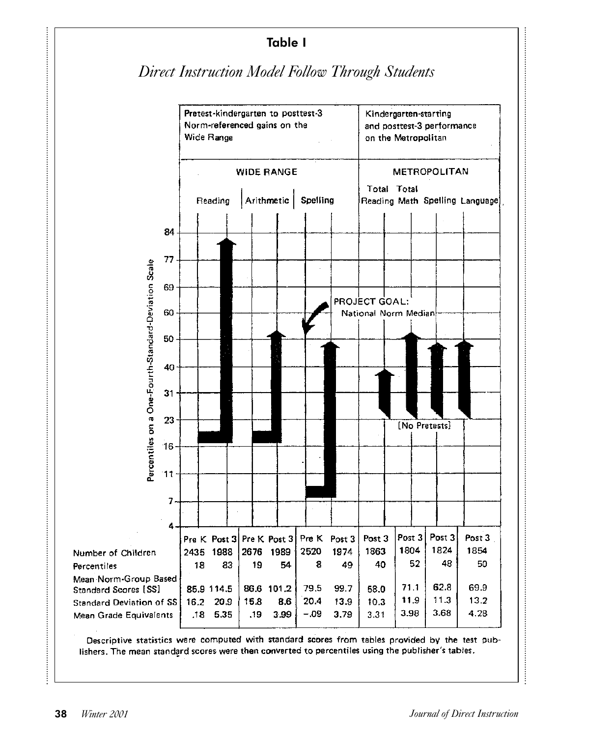# Table I

*Direct Instruction Model Follow Through Students*

| | Pretest-kindergarten to posttest-3 Norm-referenced gains on the Wide Range | | | | | | Kindergarten-starting and posttest-3 performance on the Metropolitan | | | |
|---|---|---|---|---|---|---|---|---|---|---|
| | WIDE RANGE | | | | | | METROPOLITAN | | | |
| | Reading | | Arithmetic | | Spelling | | Total Reading | Total Math | Spelling | Language |
| | Pre K | Post 3 | Pre K | Post 3 | Pre K | Post 3 | Post 3 | Post 3 | Post 3 | Post 3 |
| Number of Children | 2435 | 1988 | 2676 | 1989 | 2520 | 1974 | 1863 | 1804 | 1824 | 1854 |
| Percentiles | 18 | 83 | 19 | 54 | 8 | 49 | 40 | 52 | 48 | 50 |
| Mean Norm-Group Based Standard Scores [SS] | 85.9 | 114.5 | 86.6 | 101.2 | 79.5 | 99.7 | 58.0 | 71.1 | 62.8 | 69.9 |
| Standard Deviation of SS | 16.2 | 20.9 | 15.8 | 8.6 | 20.4 | 13.9 | 10.3 | 11.9 | 11.3 | 13.2 |
| Mean Grade Equivalents | .18 | 5.35 | .19 | 3.99 | −.09 | 3.79 | 3.31 | 3.98 | 3.68 | 4.28 |

Chart y-axis: Percentiles on a One-Fourth-Standard-Deviation Scale (4, 7, 11, 16, 23, 31, 40, 50, 60, 69, 77, 84). PROJECT GOAL: National Norm Median. [No Pretests]

Descriptive statistics were computed with standard scores from tables provided by the test publishers. The mean standard scores were then converted to percentiles using the publisher's tables.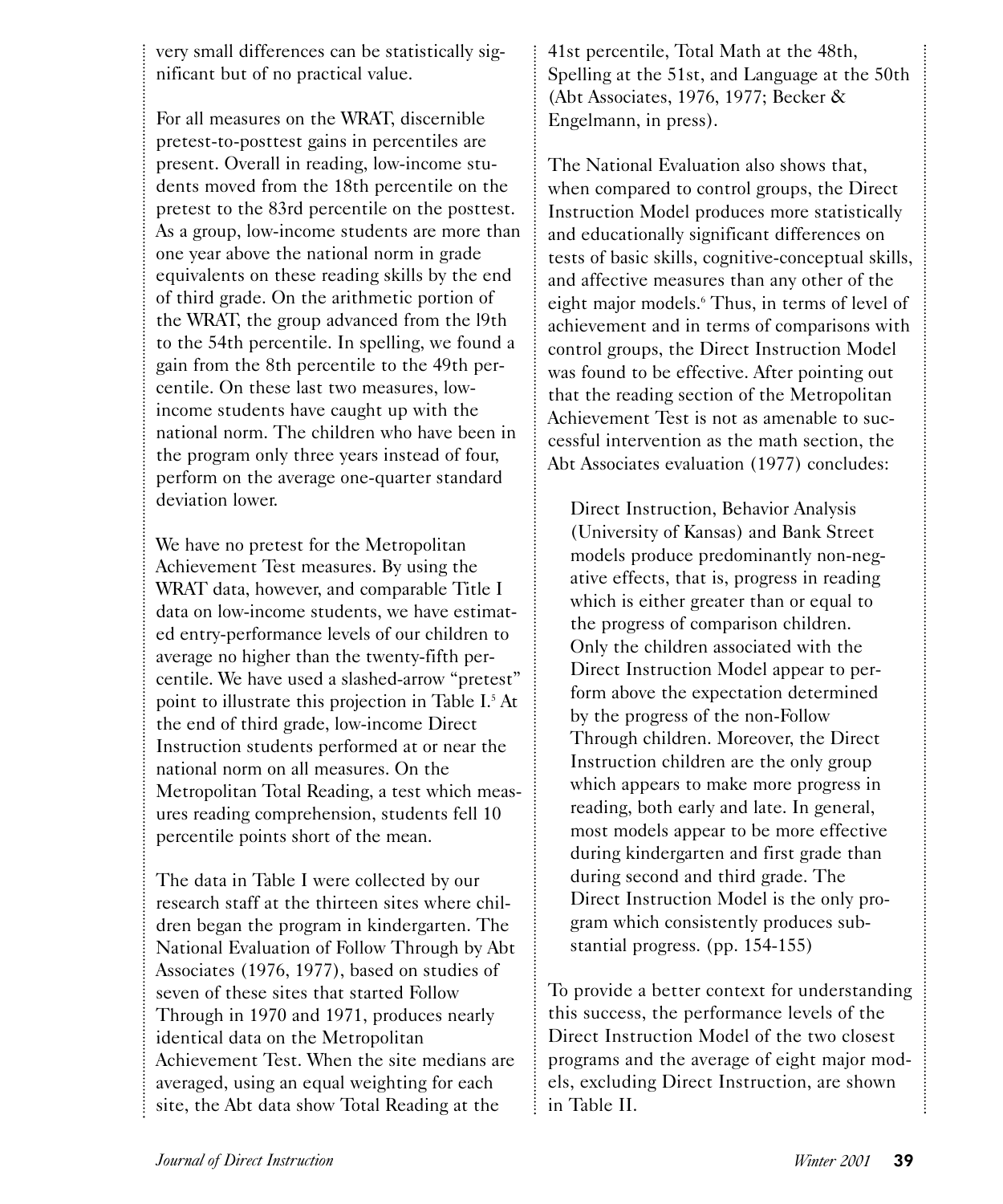very small differences can be statistically significant but of no practical value.

For all measures on the WRAT, discernible pretest-to-posttest gains in percentiles are present. Overall in reading, low-income students moved from the 18th percentile on the pretest to the 83rd percentile on the posttest. As a group, low-income students are more than one year above the national norm in grade equivalents on these reading skills by the end of third grade. On the arithmetic portion of the WRAT, the group advanced from the 19th to the 54th percentile. In spelling, we found a gain from the 8th percentile to the 49th percentile. On these last two measures, low-income students have caught up with the national norm. The children who have been in the program only three years instead of four, perform on the average one-quarter standard deviation lower.

We have no pretest for the Metropolitan Achievement Test measures. By using the WRAT data, however, and comparable Title I data on low-income students, we have estimated entry-performance levels of our children to average no higher than the twenty-fifth percentile. We have used a slashed-arrow "pretest" point to illustrate this projection in Table I.[5] At the end of third grade, low-income Direct Instruction students performed at or near the national norm on all measures. On the Metropolitan Total Reading, a test which measures reading comprehension, students fell 10 percentile points short of the mean.

The data in Table I were collected by our research staff at the thirteen sites where children began the program in kindergarten. The National Evaluation of Follow Through by Abt Associates (1976, 1977), based on studies of seven of these sites that started Follow Through in 1970 and 1971, produces nearly identical data on the Metropolitan Achievement Test. When the site medians are averaged, using an equal weighting for each site, the Abt data show Total Reading at the 41st percentile, Total Math at the 48th, Spelling at the 51st, and Language at the 50th (Abt Associates, 1976, 1977; Becker & Engelmann, in press).

The National Evaluation also shows that, when compared to control groups, the Direct Instruction Model produces more statistically and educationally significant differences on tests of basic skills, cognitive-conceptual skills, and affective measures than any other of the eight major models.[6] Thus, in terms of level of achievement and in terms of comparisons with control groups, the Direct Instruction Model was found to be effective. After pointing out that the reading section of the Metropolitan Achievement Test is not as amenable to successful intervention as the math section, the Abt Associates evaluation (1977) concludes:

> Direct Instruction, Behavior Analysis (University of Kansas) and Bank Street models produce predominantly non-negative effects, that is, progress in reading which is either greater than or equal to the progress of comparison children. Only the children associated with the Direct Instruction Model appear to perform above the expectation determined by the progress of the non-Follow Through children. Moreover, the Direct Instruction children are the only group which appears to make more progress in reading, both early and late. In general, most models appear to be more effective during kindergarten and first grade than during second and third grade. The Direct Instruction Model is the only program which consistently produces substantial progress. (pp. 154-155)

To provide a better context for understanding this success, the performance levels of the Direct Instruction Model of the two closest programs and the average of eight major models, excluding Direct Instruction, are shown in Table II.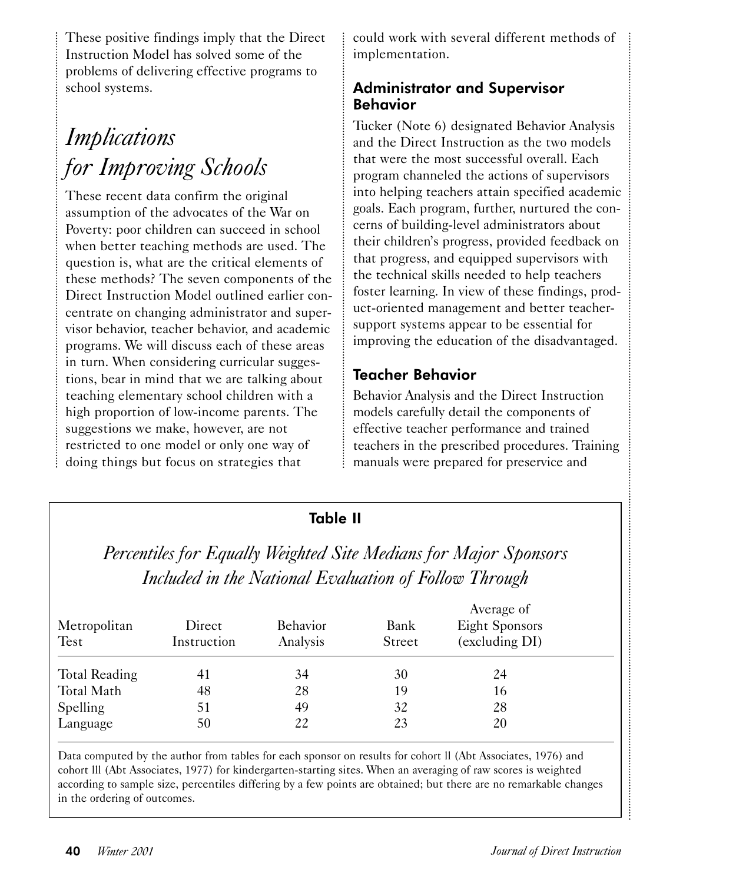These positive findings imply that the Direct Instruction Model has solved some of the problems of delivering effective programs to school systems.

## *Implications for Improving Schools*

These recent data confirm the original assumption of the advocates of the War on Poverty: poor children can succeed in school when better teaching methods are used. The question is, what are the critical elements of these methods? The seven components of the Direct Instruction Model outlined earlier concentrate on changing administrator and supervisor behavior, teacher behavior, and academic programs. We will discuss each of these areas in turn. When considering curricular suggestions, bear in mind that we are talking about teaching elementary school children with a high proportion of low-income parents. The suggestions we make, however, are not restricted to one model or only one way of doing things but focus on strategies that could work with several different methods of implementation.

### Administrator and Supervisor Behavior

Tucker (Note 6) designated Behavior Analysis and the Direct Instruction as the two models that were the most successful overall. Each program channeled the actions of supervisors into helping teachers attain specified academic goals. Each program, further, nurtured the concerns of building-level administrators about their children's progress, provided feedback on that progress, and equipped supervisors with the technical skills needed to help teachers foster learning. In view of these findings, product-oriented management and better teacher-support systems appear to be essential for improving the education of the disadvantaged.

### Teacher Behavior

Behavior Analysis and the Direct Instruction models carefully detail the components of effective teacher performance and trained teachers in the prescribed procedures. Training manuals were prepared for preservice and

**Table II**

*Percentiles for Equally Weighted Site Medians for Major Sponsors Included in the National Evaluation of Follow Through*

| Metropolitan Test | Direct Instruction | Behavior Analysis | Bank Street | Average of Eight Sponsors (excluding DI) |
|---|---|---|---|---|
| Total Reading | 41 | 34 | 30 | 24 |
| Total Math | 48 | 28 | 19 | 16 |
| Spelling | 51 | 49 | 32 | 28 |
| Language | 50 | 22 | 23 | 20 |

Data computed by the author from tables for each sponsor on results for cohort II (Abt Associates, 1976) and cohort III (Abt Associates, 1977) for kindergarten-starting sites. When an averaging of raw scores is weighted according to sample size, percentiles differing by a few points are obtained; but there are no remarkable changes in the ordering of outcomes.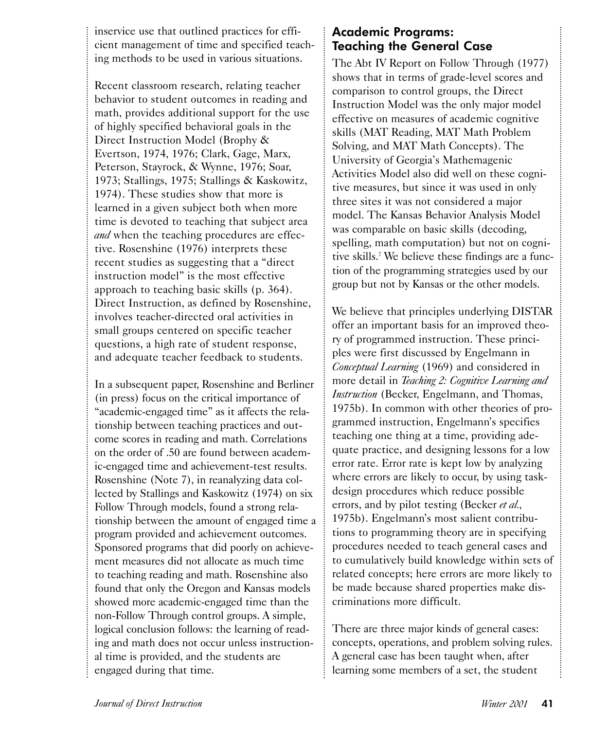inservice use that outlined practices for efficient management of time and specified teaching methods to be used in various situations.

Recent classroom research, relating teacher behavior to student outcomes in reading and math, provides additional support for the use of highly specified behavioral goals in the Direct Instruction Model (Brophy & Evertson, 1974, 1976; Clark, Gage, Marx, Peterson, Stayrock, & Wynne, 1976; Soar, 1973; Stallings, 1975; Stallings & Kaskowitz, 1974). These studies show that more is learned in a given subject both when more time is devoted to teaching that subject area *and* when the teaching procedures are effective. Rosenshine (1976) interprets these recent studies as suggesting that a "direct instruction model" is the most effective approach to teaching basic skills (p. 364). Direct Instruction, as defined by Rosenshine, involves teacher-directed oral activities in small groups centered on specific teacher questions, a high rate of student response, and adequate teacher feedback to students.

In a subsequent paper, Rosenshine and Berliner (in press) focus on the critical importance of "academic-engaged time" as it affects the relationship between teaching practices and outcome scores in reading and math. Correlations on the order of .50 are found between academic-engaged time and achievement-test results. Rosenshine (Note 7), in reanalyzing data collected by Stallings and Kaskowitz (1974) on six Follow Through models, found a strong relationship between the amount of engaged time a program provided and achievement outcomes. Sponsored programs that did poorly on achievement measures did not allocate as much time to teaching reading and math. Rosenshine also found that only the Oregon and Kansas models showed more academic-engaged time than the non-Follow Through control groups. A simple, logical conclusion follows: the learning of reading and math does not occur unless instructional time is provided, and the students are engaged during that time.

## Academic Programs: Teaching the General Case

The Abt IV Report on Follow Through (1977) shows that in terms of grade-level scores and comparison to control groups, the Direct Instruction Model was the only major model effective on measures of academic cognitive skills (MAT Reading, MAT Math Problem Solving, and MAT Math Concepts). The University of Georgia's Mathemagenic Activities Model also did well on these cognitive measures, but since it was used in only three sites it was not considered a major model. The Kansas Behavior Analysis Model was comparable on basic skills (decoding, spelling, math computation) but not on cognitive skills.[7] We believe these findings are a function of the programming strategies used by our group but not by Kansas or the other models.

We believe that principles underlying DISTAR offer an important basis for an improved theory of programmed instruction. These principles were first discussed by Engelmann in *Conceptual Learning* (1969) and considered in more detail in *Teaching 2: Cognitive Learning and Instruction* (Becker, Engelmann, and Thomas, 1975b). In common with other theories of programmed instruction, Engelmann's specifies teaching one thing at a time, providing adequate practice, and designing lessons for a low error rate. Error rate is kept low by analyzing where errors are likely to occur, by using task-design procedures which reduce possible errors, and by pilot testing (Becker *et al.*, 1975b). Engelmann's most salient contributions to programming theory are in specifying procedures needed to teach general cases and to cumulatively build knowledge within sets of related concepts; here errors are more likely to be made because shared properties make discriminations more difficult.

There are three major kinds of general cases: concepts, operations, and problem solving rules. A general case has been taught when, after learning some members of a set, the student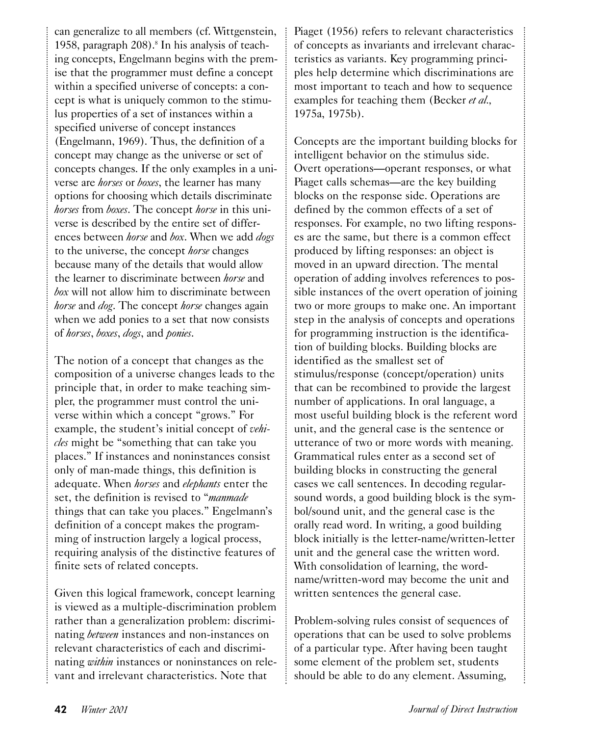can generalize to all members (cf. Wittgenstein, 1958, paragraph 208).[8] In his analysis of teaching concepts, Engelmann begins with the premise that the programmer must define a concept within a specified universe of concepts: a concept is what is uniquely common to the stimulus properties of a set of instances within a specified universe of concept instances (Engelmann, 1969). Thus, the definition of a concept may change as the universe or set of concepts changes. If the only examples in a universe are *horses* or *boxes*, the learner has many options for choosing which details discriminate *horses* from *boxes*. The concept *horse* in this universe is described by the entire set of differences between *horse* and *box*. When we add *dogs* to the universe, the concept *horse* changes because many of the details that would allow the learner to discriminate between *horse* and *box* will not allow him to discriminate between *horse* and *dog*. The concept *horse* changes again when we add ponies to a set that now consists of *horses*, *boxes*, *dogs*, and *ponies*.

The notion of a concept that changes as the composition of a universe changes leads to the principle that, in order to make teaching simpler, the programmer must control the universe within which a concept "grows." For example, the student's initial concept of *vehicles* might be "something that can take you places." If instances and noninstances consist only of man-made things, this definition is adequate. When *horses* and *elephants* enter the set, the definition is revised to "*manmade* things that can take you places." Engelmann's definition of a concept makes the programming of instruction largely a logical process, requiring analysis of the distinctive features of finite sets of related concepts.

Given this logical framework, concept learning is viewed as a multiple-discrimination problem rather than a generalization problem: discriminating *between* instances and non-instances on relevant characteristics of each and discriminating *within* instances or noninstances on relevant and irrelevant characteristics. Note that Piaget (1956) refers to relevant characteristics of concepts as invariants and irrelevant characteristics as variants. Key programming principles help determine which discriminations are most important to teach and how to sequence examples for teaching them (Becker *et al.*, 1975a, 1975b).

Concepts are the important building blocks for intelligent behavior on the stimulus side. Overt operations—operant responses, or what Piaget calls schemas—are the key building blocks on the response side. Operations are defined by the common effects of a set of responses. For example, no two lifting responses are the same, but there is a common effect produced by lifting responses: an object is moved in an upward direction. The mental operation of adding involves references to possible instances of the overt operation of joining two or more groups to make one. An important step in the analysis of concepts and operations for programming instruction is the identification of building blocks. Building blocks are identified as the smallest set of stimulus/response (concept/operation) units that can be recombined to provide the largest number of applications. In oral language, a most useful building block is the referent word unit, and the general case is the sentence or utterance of two or more words with meaning. Grammatical rules enter as a second set of building blocks in constructing the general cases we call sentences. In decoding regular-sound words, a good building block is the symbol/sound unit, and the general case is the orally read word. In writing, a good building block initially is the letter-name/written-letter unit and the general case the written word. With consolidation of learning, the word-name/written-word may become the unit and written sentences the general case.

Problem-solving rules consist of sequences of operations that can be used to solve problems of a particular type. After having been taught some element of the problem set, students should be able to do any element. Assuming,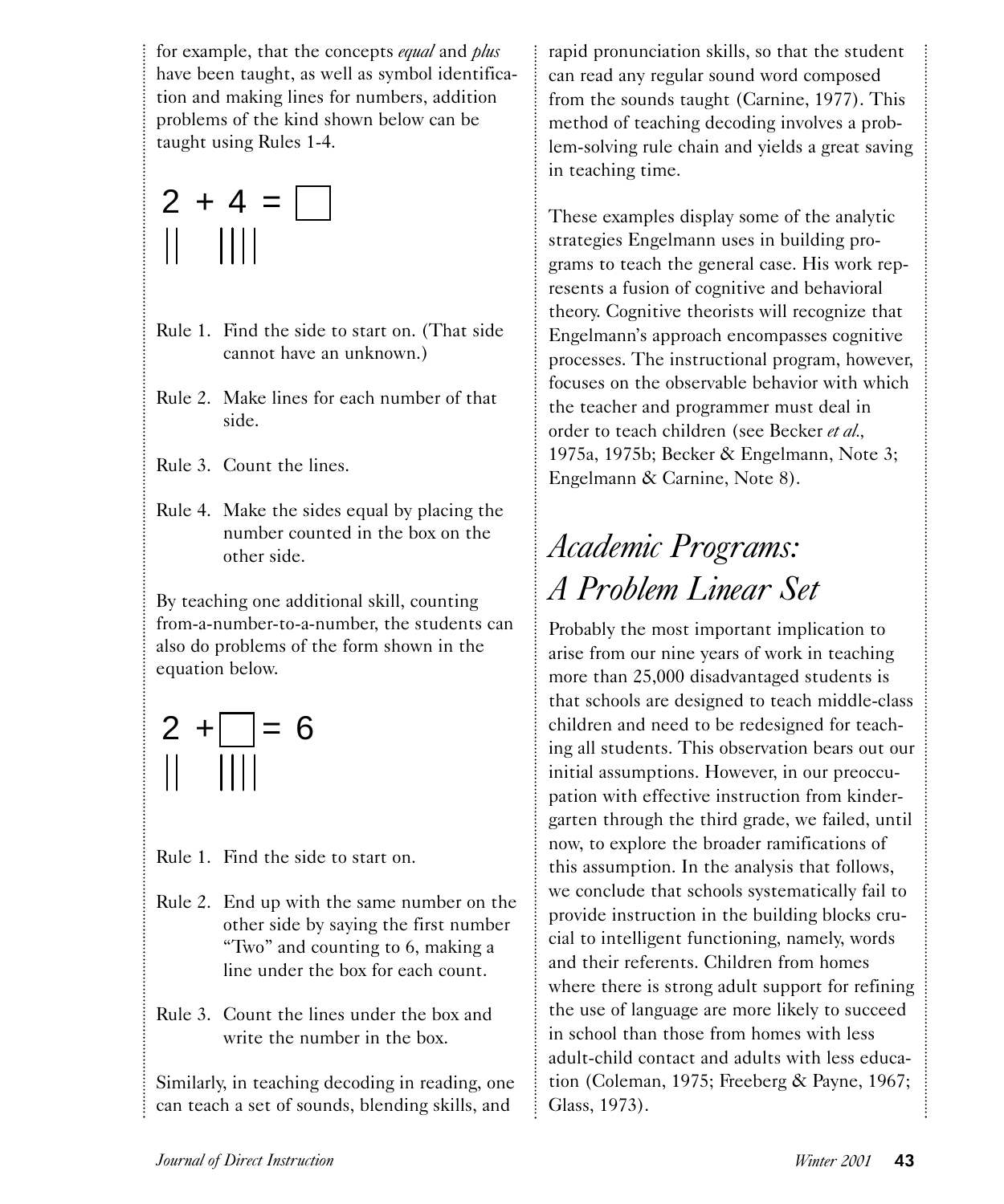for example, that the concepts *equal* and *plus* have been taught, as well as symbol identification and making lines for numbers, addition problems of the kind shown below can be taught using Rules 1-4.

$$2 + 4 = \square$$

```
||   ||||
```

Rule 1. Find the side to start on. (That side cannot have an unknown.)

Rule 2. Make lines for each number of that side.

Rule 3. Count the lines.

Rule 4. Make the sides equal by placing the number counted in the box on the other side.

By teaching one additional skill, counting from-a-number-to-a-number, the students can also do problems of the form shown in the equation below.

$$2 + \square = 6$$

```
||   ||||
```

Rule 1. Find the side to start on.

Rule 2. End up with the same number on the other side by saying the first number "Two" and counting to 6, making a line under the box for each count.

Rule 3. Count the lines under the box and write the number in the box.

Similarly, in teaching decoding in reading, one can teach a set of sounds, blending skills, and rapid pronunciation skills, so that the student can read any regular sound word composed from the sounds taught (Carnine, 1977). This method of teaching decoding involves a problem-solving rule chain and yields a great saving in teaching time.

These examples display some of the analytic strategies Engelmann uses in building programs to teach the general case. His work represents a fusion of cognitive and behavioral theory. Cognitive theorists will recognize that Engelmann's approach encompasses cognitive processes. The instructional program, however, focuses on the observable behavior with which the teacher and programmer must deal in order to teach children (see Becker *et al.*, 1975a, 1975b; Becker & Engelmann, Note 3; Engelmann & Carnine, Note 8).

## *Academic Programs: A Problem Linear Set*

Probably the most important implication to arise from our nine years of work in teaching more than 25,000 disadvantaged students is that schools are designed to teach middle-class children and need to be redesigned for teaching all students. This observation bears out our initial assumptions. However, in our preoccupation with effective instruction from kindergarten through the third grade, we failed, until now, to explore the broader ramifications of this assumption. In the analysis that follows, we conclude that schools systematically fail to provide instruction in the building blocks crucial to intelligent functioning, namely, words and their referents. Children from homes where there is strong adult support for refining the use of language are more likely to succeed in school than those from homes with less adult-child contact and adults with less education (Coleman, 1975; Freeberg & Payne, 1967; Glass, 1973).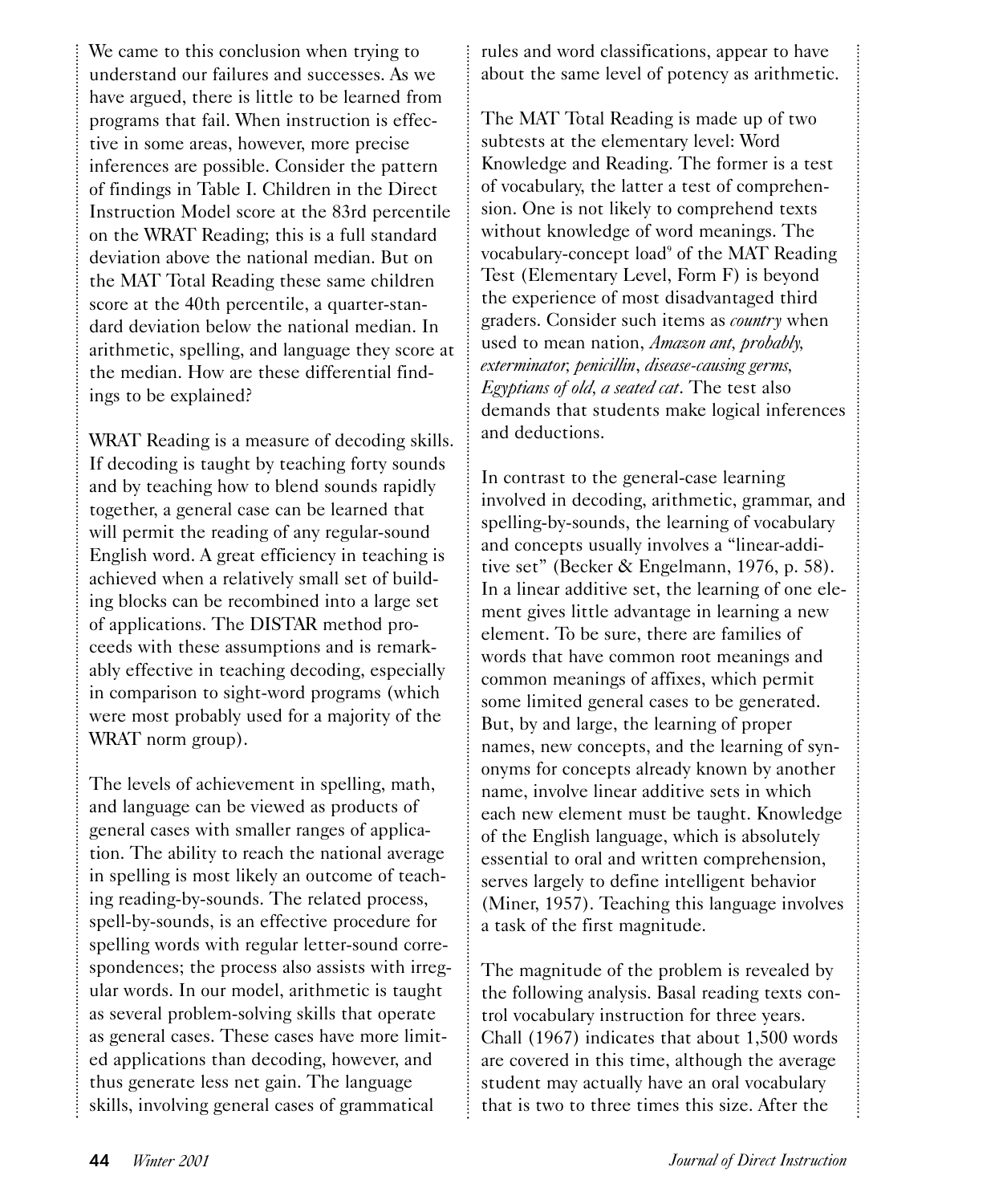We came to this conclusion when trying to understand our failures and successes. As we have argued, there is little to be learned from programs that fail. When instruction is effective in some areas, however, more precise inferences are possible. Consider the pattern of findings in Table I. Children in the Direct Instruction Model score at the 83rd percentile on the WRAT Reading; this is a full standard deviation above the national median. But on the MAT Total Reading these same children score at the 40th percentile, a quarter-standard deviation below the national median. In arithmetic, spelling, and language they score at the median. How are these differential findings to be explained?

WRAT Reading is a measure of decoding skills. If decoding is taught by teaching forty sounds and by teaching how to blend sounds rapidly together, a general case can be learned that will permit the reading of any regular-sound English word. A great efficiency in teaching is achieved when a relatively small set of building blocks can be recombined into a large set of applications. The DISTAR method proceeds with these assumptions and is remarkably effective in teaching decoding, especially in comparison to sight-word programs (which were most probably used for a majority of the WRAT norm group).

The levels of achievement in spelling, math, and language can be viewed as products of general cases with smaller ranges of application. The ability to reach the national average in spelling is most likely an outcome of teaching reading-by-sounds. The related process, spell-by-sounds, is an effective procedure for spelling words with regular letter-sound correspondences; the process also assists with irregular words. In our model, arithmetic is taught as several problem-solving skills that operate as general cases. These cases have more limited applications than decoding, however, and thus generate less net gain. The language skills, involving general cases of grammatical rules and word classifications, appear to have about the same level of potency as arithmetic.

The MAT Total Reading is made up of two subtests at the elementary level: Word Knowledge and Reading. The former is a test of vocabulary, the latter a test of comprehension. One is not likely to comprehend texts without knowledge of word meanings. The vocabulary-concept load[9] of the MAT Reading Test (Elementary Level, Form F) is beyond the experience of most disadvantaged third graders. Consider such items as *country* when used to mean nation, *Amazon ant, probably, exterminator, penicillin*, *disease-causing germs*, *Egyptians of old*, *a seated cat*. The test also demands that students make logical inferences and deductions.

In contrast to the general-case learning involved in decoding, arithmetic, grammar, and spelling-by-sounds, the learning of vocabulary and concepts usually involves a "linear-additive set" (Becker & Engelmann, 1976, p. 58). In a linear additive set, the learning of one element gives little advantage in learning a new element. To be sure, there are families of words that have common root meanings and common meanings of affixes, which permit some limited general cases to be generated. But, by and large, the learning of proper names, new concepts, and the learning of synonyms for concepts already known by another name, involve linear additive sets in which each new element must be taught. Knowledge of the English language, which is absolutely essential to oral and written comprehension, serves largely to define intelligent behavior (Miner, 1957). Teaching this language involves a task of the first magnitude.

The magnitude of the problem is revealed by the following analysis. Basal reading texts control vocabulary instruction for three years. Chall (1967) indicates that about 1,500 words are covered in this time, although the average student may actually have an oral vocabulary that is two to three times this size. After the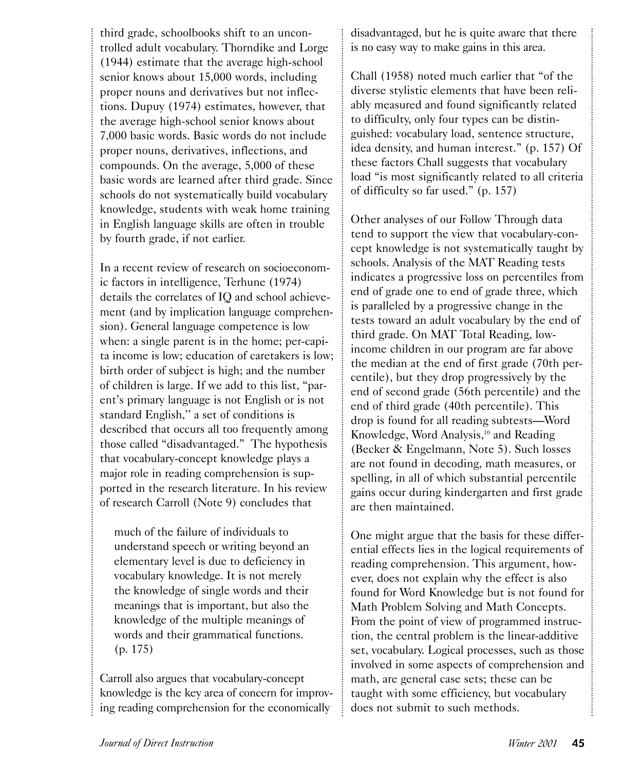third grade, schoolbooks shift to an uncontrolled adult vocabulary. Thorndike and Lorge (1944) estimate that the average high-school senior knows about 15,000 words, including proper nouns and derivatives but not inflections. Dupuy (1974) estimates, however, that the average high-school senior knows about 7,000 basic words. Basic words do not include proper nouns, derivatives, inflections, and compounds. On the average, 5,000 of these basic words are learned after third grade. Since schools do not systematically build vocabulary knowledge, students with weak home training in English language skills are often in trouble by fourth grade, if not earlier.

In a recent review of research on socioeconomic factors in intelligence, Terhune (1974) details the correlates of IQ and school achievement (and by implication language comprehension). General language competence is low when: a single parent is in the home; per-capita income is low; education of caretakers is low; birth order of subject is high; and the number of children is large. If we add to this list, "parent's primary language is not English or is not standard English," a set of conditions is described that occurs all too frequently among those called "disadvantaged." The hypothesis that vocabulary-concept knowledge plays a major role in reading comprehension is supported in the research literature. In his review of research Carroll (Note 9) concludes that

> much of the failure of individuals to understand speech or writing beyond an elementary level is due to deficiency in vocabulary knowledge. It is not merely the knowledge of single words and their meanings that is important, but also the knowledge of the multiple meanings of words and their grammatical functions. (p. 175)

Carroll also argues that vocabulary-concept knowledge is the key area of concern for improving reading comprehension for the economically disadvantaged, but he is quite aware that there is no easy way to make gains in this area.

Chall (1958) noted much earlier that "of the diverse stylistic elements that have been reliably measured and found significantly related to difficulty, only four types can be distinguished: vocabulary load, sentence structure, idea density, and human interest." (p. 157) Of these factors Chall suggests that vocabulary load "is most significantly related to all criteria of difficulty so far used." (p. 157)

Other analyses of our Follow Through data tend to support the view that vocabulary-concept knowledge is not systematically taught by schools. Analysis of the MAT Reading tests indicates a progressive loss on percentiles from end of grade one to end of grade three, which is paralleled by a progressive change in the tests toward an adult vocabulary by the end of third grade. On MAT Total Reading, low-income children in our program are far above the median at the end of first grade (70th percentile), but they drop progressively by the end of second grade (56th percentile) and the end of third grade (40th percentile). This drop is found for all reading subtests—Word Knowledge, Word Analysis,[10] and Reading (Becker & Engelmann, Note 5). Such losses are not found in decoding, math measures, or spelling, in all of which substantial percentile gains occur during kindergarten and first grade are then maintained.

One might argue that the basis for these differential effects lies in the logical requirements of reading comprehension. This argument, however, does not explain why the effect is also found for Word Knowledge but is not found for Math Problem Solving and Math Concepts. From the point of view of programmed instruction, the central problem is the linear-additive set, vocabulary. Logical processes, such as those involved in some aspects of comprehension and math, are general case sets; these can be taught with some efficiency, but vocabulary does not submit to such methods.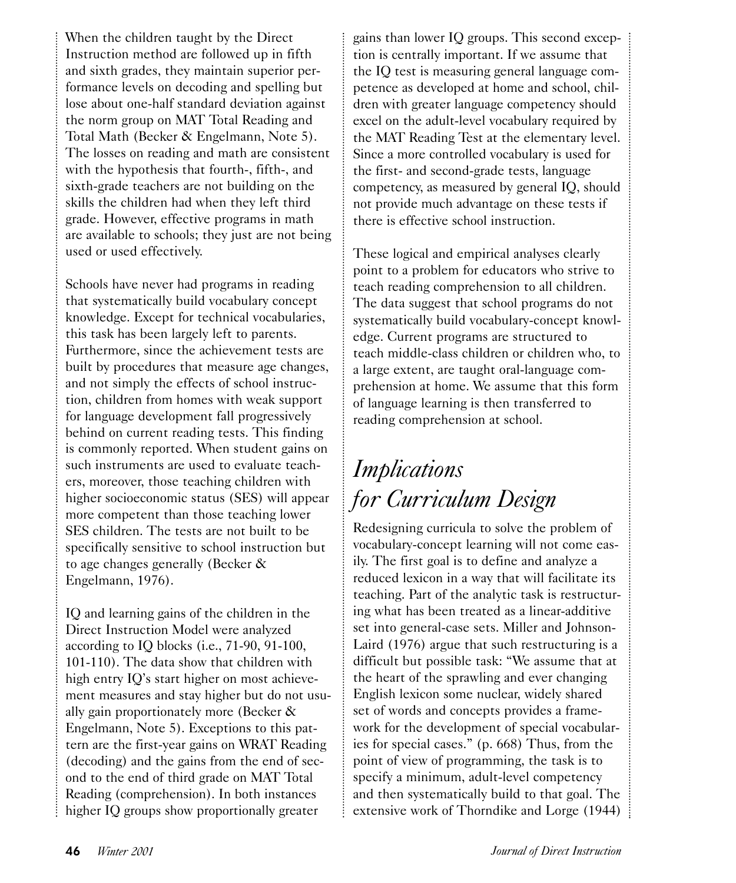When the children taught by the Direct Instruction method are followed up in fifth and sixth grades, they maintain superior performance levels on decoding and spelling but lose about one-half standard deviation against the norm group on MAT Total Reading and Total Math (Becker & Engelmann, Note 5). The losses on reading and math are consistent with the hypothesis that fourth-, fifth-, and sixth-grade teachers are not building on the skills the children had when they left third grade. However, effective programs in math are available to schools; they just are not being used or used effectively.

Schools have never had programs in reading that systematically build vocabulary concept knowledge. Except for technical vocabularies, this task has been largely left to parents. Furthermore, since the achievement tests are built by procedures that measure age changes, and not simply the effects of school instruction, children from homes with weak support for language development fall progressively behind on current reading tests. This finding is commonly reported. When student gains on such instruments are used to evaluate teachers, moreover, those teaching children with higher socioeconomic status (SES) will appear more competent than those teaching lower SES children. The tests are not built to be specifically sensitive to school instruction but to age changes generally (Becker & Engelmann, 1976).

IQ and learning gains of the children in the Direct Instruction Model were analyzed according to IQ blocks (i.e., 71-90, 91-100, 101-110). The data show that children with high entry IQ's start higher on most achievement measures and stay higher but do not usually gain proportionately more (Becker & Engelmann, Note 5). Exceptions to this pattern are the first-year gains on WRAT Reading (decoding) and the gains from the end of second to the end of third grade on MAT Total Reading (comprehension). In both instances higher IQ groups show proportionally greater gains than lower IQ groups. This second exception is centrally important. If we assume that the IQ test is measuring general language competence as developed at home and school, children with greater language competency should excel on the adult-level vocabulary required by the MAT Reading Test at the elementary level. Since a more controlled vocabulary is used for the first- and second-grade tests, language competency, as measured by general IQ, should not provide much advantage on these tests if there is effective school instruction.

These logical and empirical analyses clearly point to a problem for educators who strive to teach reading comprehension to all children. The data suggest that school programs do not systematically build vocabulary-concept knowledge. Current programs are structured to teach middle-class children or children who, to a large extent, are taught oral-language comprehension at home. We assume that this form of language learning is then transferred to reading comprehension at school.

## *Implications for Curriculum Design*

Redesigning curricula to solve the problem of vocabulary-concept learning will not come easily. The first goal is to define and analyze a reduced lexicon in a way that will facilitate its teaching. Part of the analytic task is restructuring what has been treated as a linear-additive set into general-case sets. Miller and Johnson-Laird (1976) argue that such restructuring is a difficult but possible task: "We assume that at the heart of the sprawling and ever changing English lexicon some nuclear, widely shared set of words and concepts provides a framework for the development of special vocabularies for special cases." (p. 668) Thus, from the point of view of programming, the task is to specify a minimum, adult-level competency and then systematically build to that goal. The extensive work of Thorndike and Lorge (1944)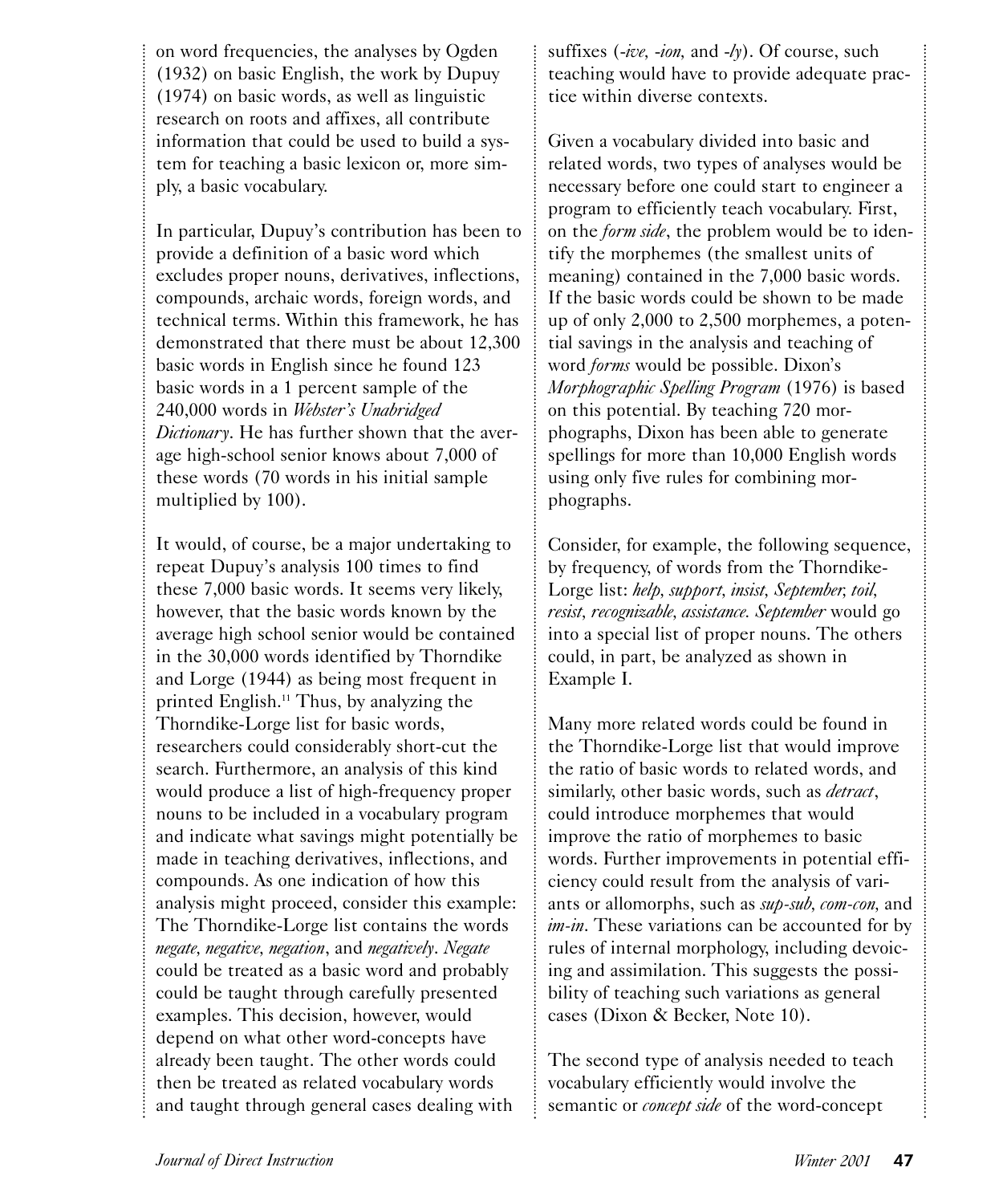on word frequencies, the analyses by Ogden (1932) on basic English, the work by Dupuy (1974) on basic words, as well as linguistic research on roots and affixes, all contribute information that could be used to build a system for teaching a basic lexicon or, more simply, a basic vocabulary.

In particular, Dupuy's contribution has been to provide a definition of a basic word which excludes proper nouns, derivatives, inflections, compounds, archaic words, foreign words, and technical terms. Within this framework, he has demonstrated that there must be about 12,300 basic words in English since he found 123 basic words in a 1 percent sample of the 240,000 words in *Webster's Unabridged Dictionary*. He has further shown that the average high-school senior knows about 7,000 of these words (70 words in his initial sample multiplied by 100).

It would, of course, be a major undertaking to repeat Dupuy's analysis 100 times to find these 7,000 basic words. It seems very likely, however, that the basic words known by the average high school senior would be contained in the 30,000 words identified by Thorndike and Lorge (1944) as being most frequent in printed English.[11] Thus, by analyzing the Thorndike-Lorge list for basic words, researchers could considerably short-cut the search. Furthermore, an analysis of this kind would produce a list of high-frequency proper nouns to be included in a vocabulary program and indicate what savings might potentially be made in teaching derivatives, inflections, and compounds. As one indication of how this analysis might proceed, consider this example: The Thorndike-Lorge list contains the words *negate, negative, negation*, and *negatively*. *Negate* could be treated as a basic word and probably could be taught through carefully presented examples. This decision, however, would depend on what other word-concepts have already been taught. The other words could then be treated as related vocabulary words and taught through general cases dealing with suffixes (*-ive, -ion,* and *-ly*). Of course, such teaching would have to provide adequate practice within diverse contexts.

Given a vocabulary divided into basic and related words, two types of analyses would be necessary before one could start to engineer a program to efficiently teach vocabulary. First, on the *form side*, the problem would be to identify the morphemes (the smallest units of meaning) contained in the 7,000 basic words. If the basic words could be shown to be made up of only 2,000 to 2,500 morphemes, a potential savings in the analysis and teaching of word *forms* would be possible. Dixon's *Morphographic Spelling Program* (1976) is based on this potential. By teaching 720 morphographs, Dixon has been able to generate spellings for more than 10,000 English words using only five rules for combining morphographs.

Consider, for example, the following sequence, by frequency, of words from the Thorndike-Lorge list: *help, support, insist, September, toil, resist, recognizable, assistance. September* would go into a special list of proper nouns. The others could, in part, be analyzed as shown in Example I.

Many more related words could be found in the Thorndike-Lorge list that would improve the ratio of basic words to related words, and similarly, other basic words, such as *detract*, could introduce morphemes that would improve the ratio of morphemes to basic words. Further improvements in potential efficiency could result from the analysis of variants or allomorphs, such as *sup-sub, com-con,* and *im-in*. These variations can be accounted for by rules of internal morphology, including devoicing and assimilation. This suggests the possibility of teaching such variations as general cases (Dixon & Becker, Note 10).

The second type of analysis needed to teach vocabulary efficiently would involve the semantic or *concept side* of the word-concept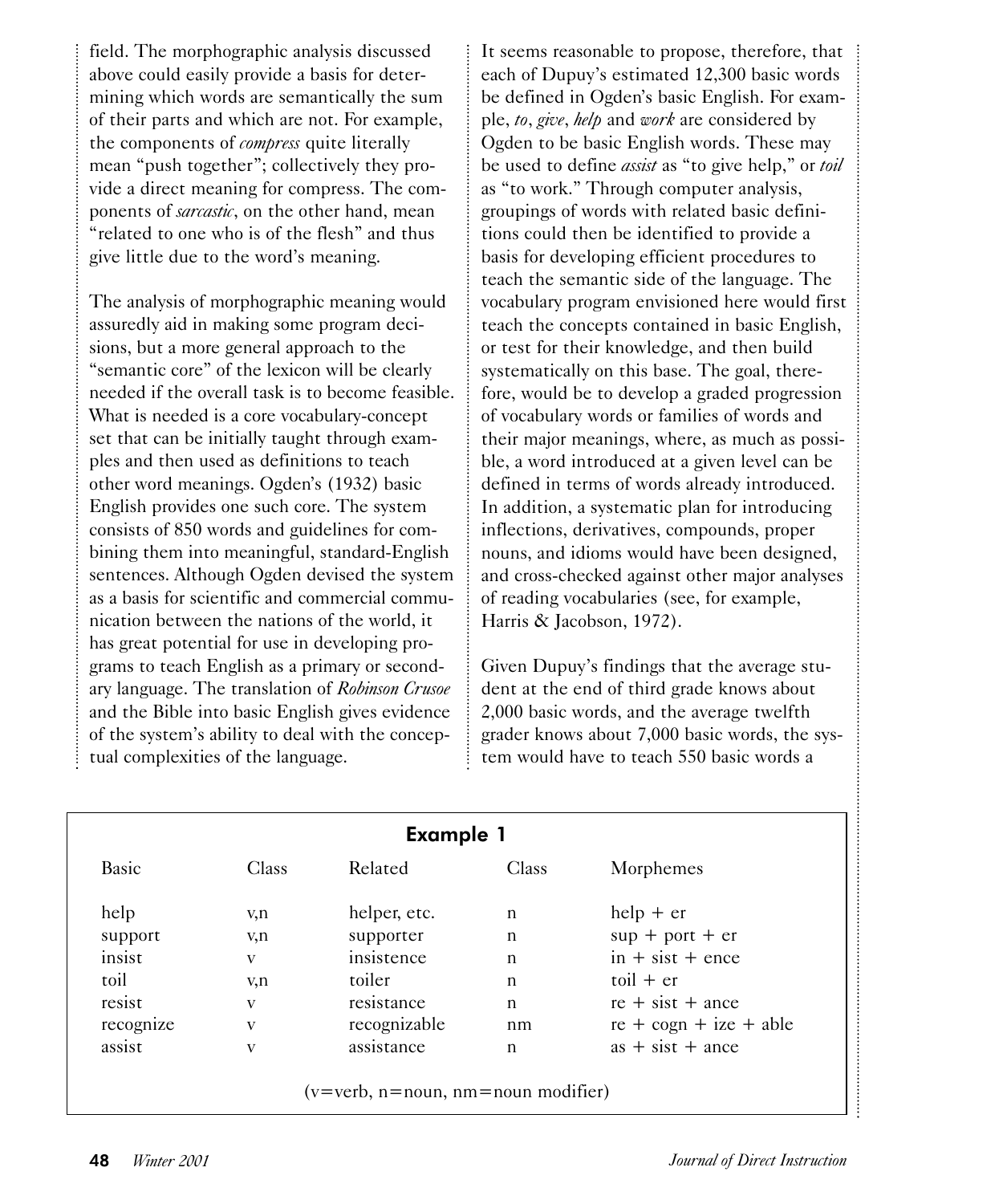field. The morphographic analysis discussed above could easily provide a basis for determining which words are semantically the sum of their parts and which are not. For example, the components of *compress* quite literally mean "push together"; collectively they provide a direct meaning for compress. The components of *sarcastic*, on the other hand, mean "related to one who is of the flesh" and thus give little due to the word's meaning.

The analysis of morphographic meaning would assuredly aid in making some program decisions, but a more general approach to the "semantic core" of the lexicon will be clearly needed if the overall task is to become feasible. What is needed is a core vocabulary-concept set that can be initially taught through examples and then used as definitions to teach other word meanings. Ogden's (1932) basic English provides one such core. The system consists of 850 words and guidelines for combining them into meaningful, standard-English sentences. Although Ogden devised the system as a basis for scientific and commercial communication between the nations of the world, it has great potential for use in developing programs to teach English as a primary or secondary language. The translation of *Robinson Crusoe* and the Bible into basic English gives evidence of the system's ability to deal with the conceptual complexities of the language.

It seems reasonable to propose, therefore, that each of Dupuy's estimated 12,300 basic words be defined in Ogden's basic English. For example, *to*, *give*, *help* and *work* are considered by Ogden to be basic English words. These may be used to define *assist* as "to give help," or *toil* as "to work." Through computer analysis, groupings of words with related basic definitions could then be identified to provide a basis for developing efficient procedures to teach the semantic side of the language. The vocabulary program envisioned here would first teach the concepts contained in basic English, or test for their knowledge, and then build systematically on this base. The goal, therefore, would be to develop a graded progression of vocabulary words or families of words and their major meanings, where, as much as possible, a word introduced at a given level can be defined in terms of words already introduced. In addition, a systematic plan for introducing inflections, derivatives, compounds, proper nouns, and idioms would have been designed, and cross-checked against other major analyses of reading vocabularies (see, for example, Harris & Jacobson, 1972).

Given Dupuy's findings that the average student at the end of third grade knows about 2,000 basic words, and the average twelfth grader knows about 7,000 basic words, the system would have to teach 550 basic words a

**Example 1**

| Basic | Class | Related | Class | Morphemes |
|---|---|---|---|---|
| help | v,n | helper, etc. | n | help + er |
| support | v,n | supporter | n | sup + port + er |
| insist | v | insistence | n | in + sist + ence |
| toil | v,n | toiler | n | toil + er |
| resist | v | resistance | n | re + sist + ance |
| recognize | v | recognizable | nm | re + cogn + ize + able |
| assist | v | assistance | n | as + sist + ance |

(v=verb, n=noun, nm=noun modifier)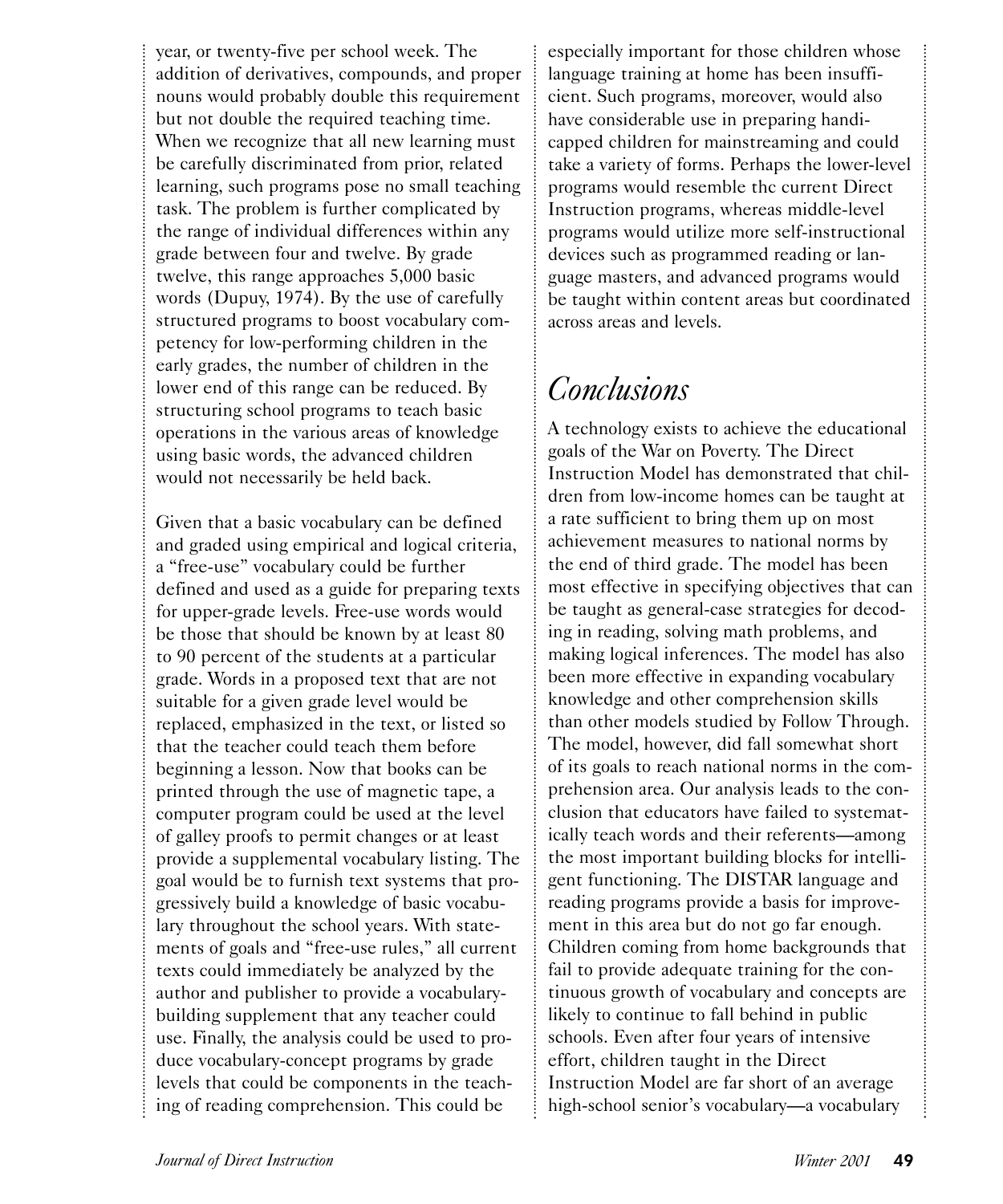year, or twenty-five per school week. The addition of derivatives, compounds, and proper nouns would probably double this requirement but not double the required teaching time. When we recognize that all new learning must be carefully discriminated from prior, related learning, such programs pose no small teaching task. The problem is further complicated by the range of individual differences within any grade between four and twelve. By grade twelve, this range approaches 5,000 basic words (Dupuy, 1974). By the use of carefully structured programs to boost vocabulary competency for low-performing children in the early grades, the number of children in the lower end of this range can be reduced. By structuring school programs to teach basic operations in the various areas of knowledge using basic words, the advanced children would not necessarily be held back.

Given that a basic vocabulary can be defined and graded using empirical and logical criteria, a "free-use" vocabulary could be further defined and used as a guide for preparing texts for upper-grade levels. Free-use words would be those that should be known by at least 80 to 90 percent of the students at a particular grade. Words in a proposed text that are not suitable for a given grade level would be replaced, emphasized in the text, or listed so that the teacher could teach them before beginning a lesson. Now that books can be printed through the use of magnetic tape, a computer program could be used at the level of galley proofs to permit changes or at least provide a supplemental vocabulary listing. The goal would be to furnish text systems that progressively build a knowledge of basic vocabulary throughout the school years. With statements of goals and "free-use rules," all current texts could immediately be analyzed by the author and publisher to provide a vocabulary-building supplement that any teacher could use. Finally, the analysis could be used to produce vocabulary-concept programs by grade levels that could be components in the teaching of reading comprehension. This could be especially important for those children whose language training at home has been insufficient. Such programs, moreover, would also have considerable use in preparing handicapped children for mainstreaming and could take a variety of forms. Perhaps the lower-level programs would resemble thc current Direct Instruction programs, whereas middle-level programs would utilize more self-instructional devices such as programmed reading or language masters, and advanced programs would be taught within content areas but coordinated across areas and levels.

## *Conclusions*

A technology exists to achieve the educational goals of the War on Poverty. The Direct Instruction Model has demonstrated that children from low-income homes can be taught at a rate sufficient to bring them up on most achievement measures to national norms by the end of third grade. The model has been most effective in specifying objectives that can be taught as general-case strategies for decoding in reading, solving math problems, and making logical inferences. The model has also been more effective in expanding vocabulary knowledge and other comprehension skills than other models studied by Follow Through. The model, however, did fall somewhat short of its goals to reach national norms in the comprehension area. Our analysis leads to the conclusion that educators have failed to systematically teach words and their referents—among the most important building blocks for intelligent functioning. The DISTAR language and reading programs provide a basis for improvement in this area but do not go far enough. Children coming from home backgrounds that fail to provide adequate training for the continuous growth of vocabulary and concepts are likely to continue to fall behind in public schools. Even after four years of intensive effort, children taught in the Direct Instruction Model are far short of an average high-school senior's vocabulary—a vocabulary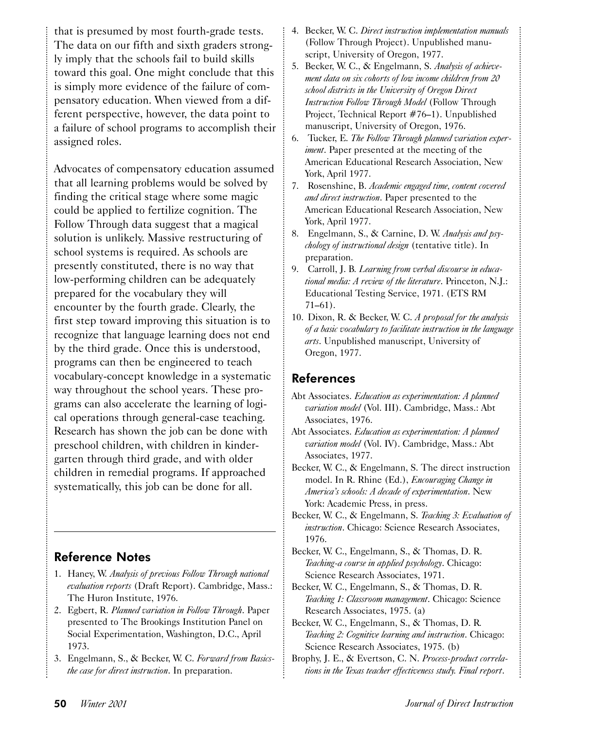that is presumed by most fourth-grade tests. The data on our fifth and sixth graders strongly imply that the schools fail to build skills toward this goal. One might conclude that this is simply more evidence of the failure of compensatory education. When viewed from a different perspective, however, the data point to a failure of school programs to accomplish their assigned roles.

Advocates of compensatory education assumed that all learning problems would be solved by finding the critical stage where some magic could be applied to fertilize cognition. The Follow Through data suggest that a magical solution is unlikely. Massive restructuring of school systems is required. As schools are presently constituted, there is no way that low-performing children can be adequately prepared for the vocabulary they will encounter by the fourth grade. Clearly, the first step toward improving this situation is to recognize that language learning does not end by the third grade. Once this is understood, programs can then be engineered to teach vocabulary-concept knowledge in a systematic way throughout the school years. These programs can also accelerate the learning of logical operations through general-case teaching. Research has shown the job can be done with preschool children, with children in kindergarten through third grade, and with older children in remedial programs. If approached systematically, this job can be done for all.

## Reference Notes

1. Haney, W. *Analysis of previous Follow Through national evaluation reports* (Draft Report). Cambridge, Mass.: The Huron Institute, 1976.
2. Egbert, R. *Planned variation in Follow Through*. Paper presented to The Brookings Institution Panel on Social Experimentation, Washington, D.C., April 1973.
3. Engelmann, S., & Becker, W. C. *Forward from Basics-the case for direct instruction*. In preparation.
4. Becker, W. C. *Direct instruction implementation manuals* (Follow Through Project). Unpublished manuscript, University of Oregon, 1977.
5. Becker, W. C., & Engelmann, S. *Analysis of achievement data on six cohorts of low income children from 20 school districts in the University of Oregon Direct Instruction Follow Through Model* (Follow Through Project, Technical Report #76–1). Unpublished manuscript, University of Oregon, 1976.
6. Tucker, E. *The Follow Through planned variation experiment*. Paper presented at the meeting of the American Educational Research Association, New York, April 1977.
7. Rosenshine, B. *Academic engaged time, content covered and direct instruction*. Paper presented to the American Educational Research Association, New York, April 1977.
8. Engelmann, S., & Carnine, D. W. *Analysis and psychology of instructional design* (tentative title). In preparation.
9. Carroll, J. B. *Learning from verbal discourse in educational media: A review of the literature*. Princeton, N.J.: Educational Testing Service, 1971. (ETS RM 71–61).
10. Dixon, R. & Becker, W. C. *A proposal for the analysis of a basic vocabulary to facilitate instruction in the language arts*. Unpublished manuscript, University of Oregon, 1977.

## References

Abt Associates. *Education as experimentation: A planned variation model* (Vol. III). Cambridge, Mass.: Abt Associates, 1976.

Abt Associates. *Education as experimentation: A planned variation model* (Vol. IV). Cambridge, Mass.: Abt Associates, 1977.

Becker, W. C., & Engelmann, S. The direct instruction model. In R. Rhine (Ed.), *Encouraging Change in America's schools: A decade of experimentation*. New York: Academic Press, in press.

Becker, W. C., & Engelmann, S. *Teaching 3: Evaluation of instruction*. Chicago: Science Research Associates, 1976.

Becker, W. C., Engelmann, S., & Thomas, D. R. *Teaching-a course in applied psychology*. Chicago: Science Research Associates, 1971.

Becker, W. C., Engelmann, S., & Thomas, D. R. *Teaching 1: Classroom management*. Chicago: Science Research Associates, 1975. (a)

Becker, W. C., Engelmann, S., & Thomas, D. R. *Teaching 2: Cognitive learning and instruction*. Chicago: Science Research Associates, 1975. (b)

Brophy, J. E., & Evertson, C. N. *Process-product correlations in the Texas teacher effectiveness study. Final report*.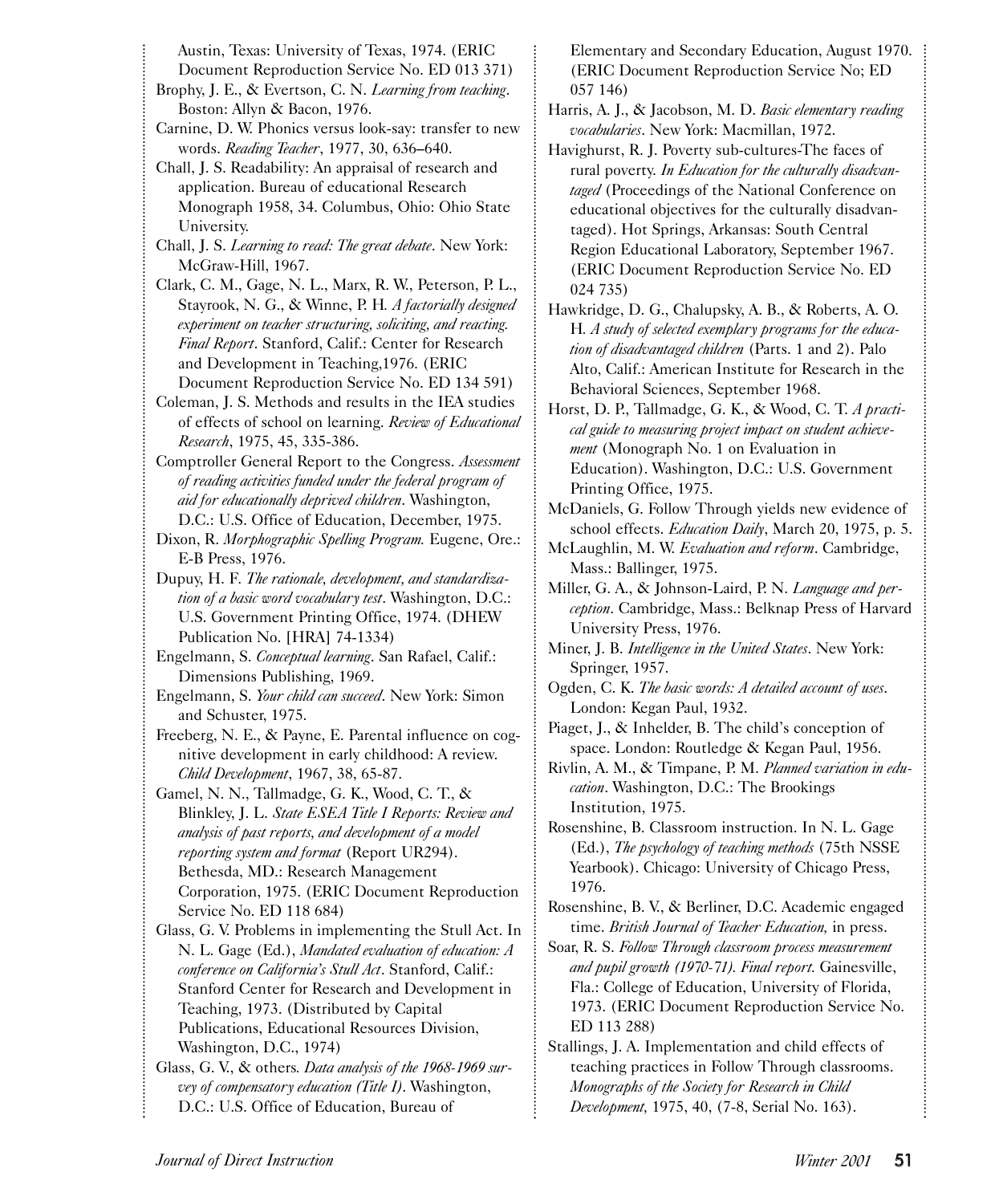Austin, Texas: University of Texas, 1974. (ERIC Document Reproduction Service No. ED 013 371)

Brophy, J. E., & Evertson, C. N. *Learning from teaching*. Boston: Allyn & Bacon, 1976.

Carnine, D. W. Phonics versus look-say: transfer to new words. *Reading Teacher*, 1977, 30, 636–640.

Chall, J. S. Readability: An appraisal of research and application. Bureau of educational Research Monograph 1958, 34. Columbus, Ohio: Ohio State University.

Chall, J. S. *Learning to read: The great debate*. New York: McGraw-Hill, 1967.

Clark, C. M., Gage, N. L., Marx, R. W., Peterson, P. L., Stayrook, N. G., & Winne, P. H. *A factorially designed experiment on teacher structuring, soliciting, and reacting. Final Report*. Stanford, Calif.: Center for Research and Development in Teaching,1976. (ERIC Document Reproduction Service No. ED 134 591)

Coleman, J. S. Methods and results in the IEA studies of effects of school on learning. *Review of Educational Research*, 1975, 45, 335-386.

Comptroller General Report to the Congress. *Assessment of reading activities funded under the federal program of aid for educationally deprived children*. Washington, D.C.: U.S. Office of Education, December, 1975.

Dixon, R. *Morphographic Spelling Program.* Eugene, Ore.: E-B Press, 1976.

Dupuy, H. F. *The rationale, development, and standardization of a basic word vocabulary test*. Washington, D.C.: U.S. Government Printing Office, 1974. (DHEW Publication No. [HRA] 74-1334)

Engelmann, S. *Conceptual learning*. San Rafael, Calif.: Dimensions Publishing, 1969.

Engelmann, S. *Your child can succeed*. New York: Simon and Schuster, 1975.

Freeberg, N. E., & Payne, E. Parental influence on cognitive development in early childhood: A review. *Child Development*, 1967, 38, 65-87.

Gamel, N. N., Tallmadge, G. K., Wood, C. T., & Blinkley, J. L. *State ESEA Title I Reports: Review and analysis of past reports, and development of a model reporting system and format* (Report UR294). Bethesda, MD.: Research Management Corporation, 1975. (ERIC Document Reproduction Service No. ED 118 684)

Glass, G. V. Problems in implementing the Stull Act. In N. L. Gage (Ed.), *Mandated evaluation of education: A conference on California's Stull Act*. Stanford, Calif.: Stanford Center for Research and Development in Teaching, 1973. (Distributed by Capital Publications, Educational Resources Division, Washington, D.C., 1974)

Glass, G. V., & others. *Data analysis of the 1968-1969 survey of compensatory education (Title I)*. Washington, D.C.: U.S. Office of Education, Bureau of Elementary and Secondary Education, August 1970. (ERIC Document Reproduction Service No; ED 057 146)

Harris, A. J., & Jacobson, M. D. *Basic elementary reading vocabularies*. New York: Macmillan, 1972.

Havighurst, R. J. Poverty sub-cultures-The faces of rural poverty. *In Education for the culturally disadvantaged* (Proceedings of the National Conference on educational objectives for the culturally disadvantaged). Hot Springs, Arkansas: South Central Region Educational Laboratory, September 1967. (ERIC Document Reproduction Service No. ED 024 735)

Hawkridge, D. G., Chalupsky, A. B., & Roberts, A. O. H. *A study of selected exemplary programs for the education of disadvantaged children* (Parts. 1 and 2). Palo Alto, Calif.: American Institute for Research in the Behavioral Sciences, September 1968.

Horst, D. P., Tallmadge, G. K., & Wood, C. T. *A practical guide to measuring project impact on student achievement* (Monograph No. 1 on Evaluation in Education). Washington, D.C.: U.S. Government Printing Office, 1975.

McDaniels, G. Follow Through yields new evidence of school effects. *Education Daily*, March 20, 1975, p. 5.

McLaughlin, M. W. *Evaluation and reform*. Cambridge, Mass.: Ballinger, 1975.

Miller, G. A., & Johnson-Laird, P. N. *Language and perception*. Cambridge, Mass.: Belknap Press of Harvard University Press, 1976.

Miner, J. B. *Intelligence in the United States*. New York: Springer, 1957.

Ogden, C. K. *The basic words: A detailed account of uses*. London: Kegan Paul, 1932.

Piaget, J., & Inhelder, B. The child's conception of space. London: Routledge & Kegan Paul, 1956.

Rivlin, A. M., & Timpane, P. M. *Planned variation in education*. Washington, D.C.: The Brookings Institution, 1975.

Rosenshine, B. Classroom instruction. In N. L. Gage (Ed.), *The psychology of teaching methods* (75th NSSE Yearbook). Chicago: University of Chicago Press, 1976.

Rosenshine, B. V., & Berliner, D.C. Academic engaged time. *British Journal of Teacher Education,* in press.

Soar, R. S. *Follow Through classroom process measurement and pupil growth (1970-71). Final report.* Gainesville, Fla.: College of Education, University of Florida, 1973. (ERIC Document Reproduction Service No. ED 113 288)

Stallings, J. A. Implementation and child effects of teaching practices in Follow Through classrooms. *Monographs of the Society for Research in Child Development,* 1975, 40, (7-8, Serial No. 163).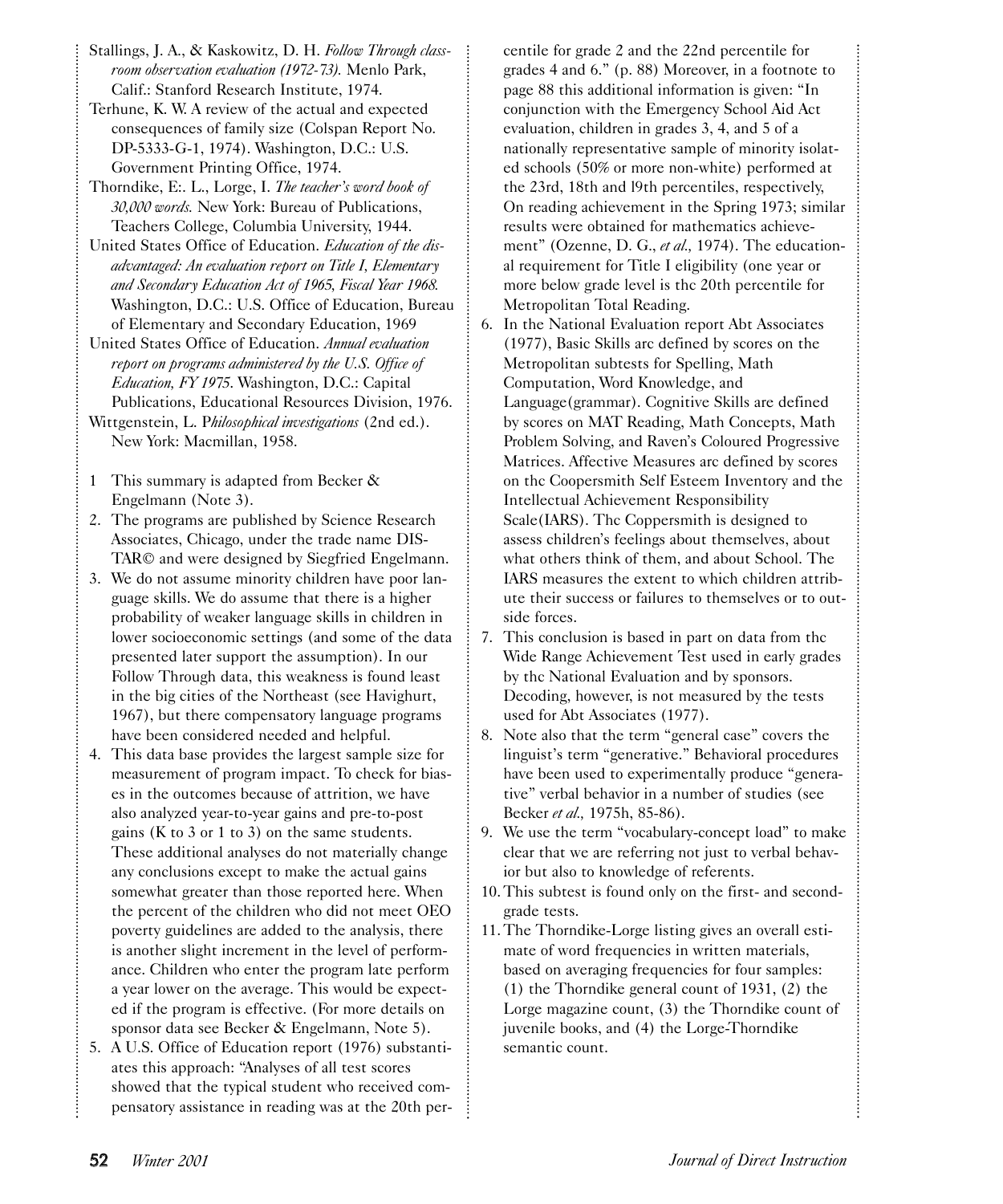Stallings, J. A., & Kaskowitz, D. H. *Follow Through classroom observation evaluation (1972-73).* Menlo Park, Calif.: Stanford Research Institute, 1974.

Terhune, K. W. A review of the actual and expected consequences of family size (Colspan Report No. DP-5333-G-1, 1974). Washington, D.C.: U.S. Government Printing Office, 1974.

Thorndike, E:. L., Lorge, I. *The teacher's word book of 30,000 words.* New York: Bureau of Publications, Teachers College, Columbia University, 1944.

United States Office of Education. *Education of the disadvantaged: An evaluation report on Title I, Elementary and Secondary Education Act of 1965, Fiscal Year 1968.* Washington, D.C.: U.S. Office of Education, Bureau of Elementary and Secondary Education, 1969

United States Office of Education. *Annual evaluation report on programs administered by the U.S. Office of Education, FY 1975.* Washington, D.C.: Capital Publications, Educational Resources Division, 1976.

Wittgenstein, L. P*hilosophical investigations* (2nd ed.). New York: Macmillan, 1958.

1. This summary is adapted from Becker & Engelmann (Note 3).
2. The programs are published by Science Research Associates, Chicago, under the trade name DISTAR© and were designed by Siegfried Engelmann.
3. We do not assume minority children have poor language skills. We do assume that there is a higher probability of weaker language skills in children in lower socioeconomic settings (and some of the data presented later support the assumption). In our Follow Through data, this weakness is found least in the big cities of the Northeast (see Havighurt, 1967), but there compensatory language programs have been considered needed and helpful.
4. This data base provides the largest sample size for measurement of program impact. To check for biases in the outcomes because of attrition, we have also analyzed year-to-year gains and pre-to-post gains (K to 3 or 1 to 3) on the same students. These additional analyses do not materially change any conclusions except to make the actual gains somewhat greater than those reported here. When the percent of the children who did not meet OEO poverty guidelines are added to the analysis, there is another slight increment in the level of performance. Children who enter the program late perform a year lower on the average. This would be expected if the program is effective. (For more details on sponsor data see Becker & Engelmann, Note 5).
5. A U.S. Office of Education report (1976) substantiates this approach: "Analyses of all test scores showed that the typical student who received compensatory assistance in reading was at the 20th percentile for grade 2 and the 22nd percentile for grades 4 and 6." (p. 88) Moreover, in a footnote to page 88 this additional information is given: "In conjunction with the Emergency School Aid Act evaluation, children in grades 3, 4, and 5 of a nationally representative sample of minority isolated schools (50% or more non-white) performed at the 23rd, 18th and l9th percentiles, respectively, On reading achievement in the Spring 1973; similar results were obtained for mathematics achievement" (Ozenne, D. G., *et al.,* 1974). The educational requirement for Title I eligibility (one year or more below grade level is thc 20th percentile for Metropolitan Total Reading.
6. In the National Evaluation report Abt Associates (1977), Basic Skills arc defined by scores on the Metropolitan subtests for Spelling, Math Computation, Word Knowledge, and Language(grammar). Cognitive Skills are defined by scores on MAT Reading, Math Concepts, Math Problem Solving, and Raven's Coloured Progressive Matrices. Affective Measures arc defined by scores on thc Coopersmith Self Esteem Inventory and the Intellectual Achievement Responsibility Scale(IARS). Thc Coppersmith is designed to assess children's feelings about themselves, about what others think of them, and about School. The IARS measures the extent to which children attribute their success or failures to themselves or to outside forces.
7. This conclusion is based in part on data from thc Wide Range Achievement Test used in early grades by thc National Evaluation and by sponsors. Decoding, however, is not measured by the tests used for Abt Associates (1977).
8. Note also that the term "general case" covers the linguist's term "generative." Behavioral procedures have been used to experimentally produce "generative" verbal behavior in a number of studies (see Becker *et al.,* 1975h, 85-86).
9. We use the term "vocabulary-concept load" to make clear that we are referring not just to verbal behavior but also to knowledge of referents.
10. This subtest is found only on the first- and second-grade tests.
11. The Thorndike-Lorge listing gives an overall estimate of word frequencies in written materials, based on averaging frequencies for four samples: (1) the Thorndike general count of 1931, (2) the Lorge magazine count, (3) the Thorndike count of juvenile books, and (4) the Lorge-Thorndike semantic count.